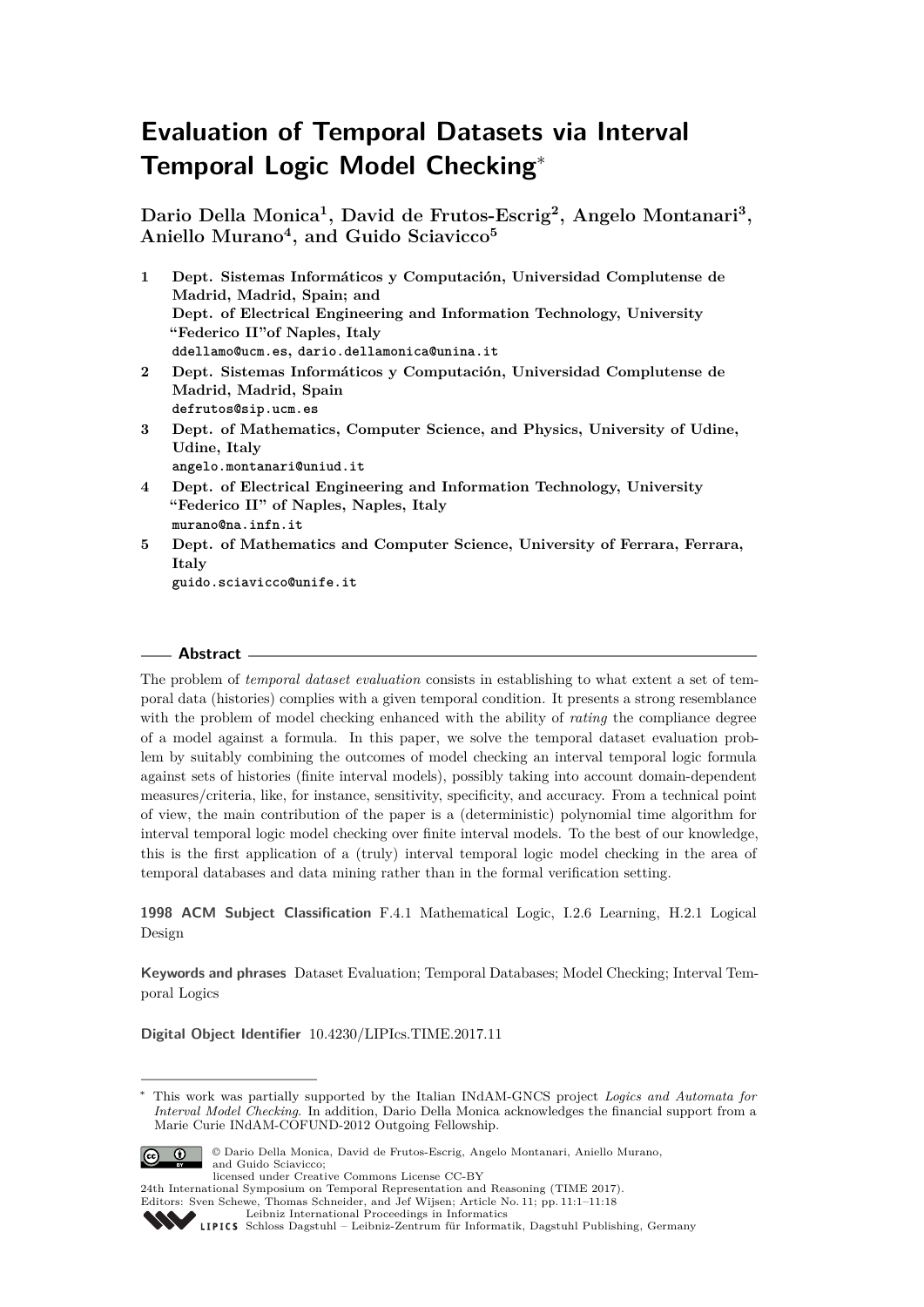# Evaluation of Temporal Datasets via Interval Temporal Logic Model Checking*

**Dario Della Monica[1], David de Frutos-Escrig[2], Angelo Montanari[3], Aniello Murano[4], and Guido Sciavicco[5]**

1. **Dept. Sistemas Informáticos y Computación, Universidad Complutense de Madrid, Madrid, Spain; and Dept. of Electrical Engineering and Information Technology, University "Federico II"of Naples, Italy**
   `ddellamo@ucm.es`, `dario.dellamonica@unina.it`
2. **Dept. Sistemas Informáticos y Computación, Universidad Complutense de Madrid, Madrid, Spain**
   `defrutos@sip.ucm.es`
3. **Dept. of Mathematics, Computer Science, and Physics, University of Udine, Udine, Italy**
   `angelo.montanari@uniud.it`
4. **Dept. of Electrical Engineering and Information Technology, University "Federico II" of Naples, Naples, Italy**
   `murano@na.infn.it`
5. **Dept. of Mathematics and Computer Science, University of Ferrara, Ferrara, Italy**
   `guido.sciavicco@unife.it`

## Abstract

The problem of *temporal dataset evaluation* consists in establishing to what extent a set of temporal data (histories) complies with a given temporal condition. It presents a strong resemblance with the problem of model checking enhanced with the ability of *rating* the compliance degree of a model against a formula. In this paper, we solve the temporal dataset evaluation problem by suitably combining the outcomes of model checking an interval temporal logic formula against sets of histories (finite interval models), possibly taking into account domain-dependent measures/criteria, like, for instance, sensitivity, specificity, and accuracy. From a technical point of view, the main contribution of the paper is a (deterministic) polynomial time algorithm for interval temporal logic model checking over finite interval models. To the best of our knowledge, this is the first application of a (truly) interval temporal logic model checking in the area of temporal databases and data mining rather than in the formal verification setting.

**1998 ACM Subject Classification** F.4.1 Mathematical Logic, I.2.6 Learning, H.2.1 Logical Design

**Keywords and phrases** Dataset Evaluation; Temporal Databases; Model Checking; Interval Temporal Logics

**Digital Object Identifier** 10.4230/LIPIcs.TIME.2017.11

---

* This work was partially supported by the Italian INdAM-GNCS project *Logics and Automata for Interval Model Checking*. In addition, Dario Della Monica acknowledges the financial support from a Marie Curie INdAM-COFUND-2012 Outgoing Fellowship.

© Dario Della Monica, David de Frutos-Escrig, Angelo Montanari, Aniello Murano, and Guido Sciavicco;
licensed under Creative Commons License CC-BY
24th International Symposium on Temporal Representation and Reasoning (TIME 2017).
Editors: Sven Schewe, Thomas Schneider, and Jef Wijsen; Article No. 11; pp. 11:1–11:18
Leibniz International Proceedings in Informatics
Schloss Dagstuhl – Leibniz-Zentrum für Informatik, Dagstuhl Publishing, Germany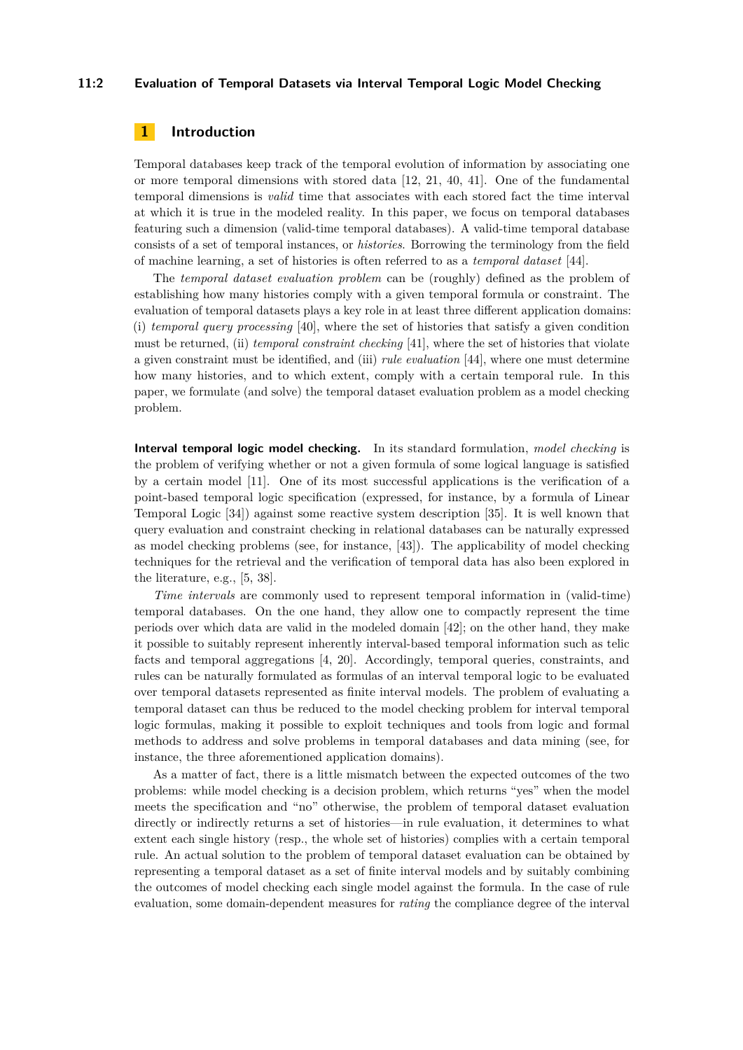## 1 Introduction

Temporal databases keep track of the temporal evolution of information by associating one or more temporal dimensions with stored data [12, 21, 40, 41]. One of the fundamental temporal dimensions is *valid* time that associates with each stored fact the time interval at which it is true in the modeled reality. In this paper, we focus on temporal databases featuring such a dimension (valid-time temporal databases). A valid-time temporal database consists of a set of temporal instances, or *histories*. Borrowing the terminology from the field of machine learning, a set of histories is often referred to as a *temporal dataset* [44].

The *temporal dataset evaluation problem* can be (roughly) defined as the problem of establishing how many histories comply with a given temporal formula or constraint. The evaluation of temporal datasets plays a key role in at least three different application domains: (i) *temporal query processing* [40], where the set of histories that satisfy a given condition must be returned, (ii) *temporal constraint checking* [41], where the set of histories that violate a given constraint must be identified, and (iii) *rule evaluation* [44], where one must determine how many histories, and to which extent, comply with a certain temporal rule. In this paper, we formulate (and solve) the temporal dataset evaluation problem as a model checking problem.

**Interval temporal logic model checking.** In its standard formulation, *model checking* is the problem of verifying whether or not a given formula of some logical language is satisfied by a certain model [11]. One of its most successful applications is the verification of a point-based temporal logic specification (expressed, for instance, by a formula of Linear Temporal Logic [34]) against some reactive system description [35]. It is well known that query evaluation and constraint checking in relational databases can be naturally expressed as model checking problems (see, for instance, [43]). The applicability of model checking techniques for the retrieval and the verification of temporal data has also been explored in the literature, e.g., [5, 38].

*Time intervals* are commonly used to represent temporal information in (valid-time) temporal databases. On the one hand, they allow one to compactly represent the time periods over which data are valid in the modeled domain [42]; on the other hand, they make it possible to suitably represent inherently interval-based temporal information such as telic facts and temporal aggregations [4, 20]. Accordingly, temporal queries, constraints, and rules can be naturally formulated as formulas of an interval temporal logic to be evaluated over temporal datasets represented as finite interval models. The problem of evaluating a temporal dataset can thus be reduced to the model checking problem for interval temporal logic formulas, making it possible to exploit techniques and tools from logic and formal methods to address and solve problems in temporal databases and data mining (see, for instance, the three aforementioned application domains).

As a matter of fact, there is a little mismatch between the expected outcomes of the two problems: while model checking is a decision problem, which returns "yes" when the model meets the specification and "no" otherwise, the problem of temporal dataset evaluation directly or indirectly returns a set of histories—in rule evaluation, it determines to what extent each single history (resp., the whole set of histories) complies with a certain temporal rule. An actual solution to the problem of temporal dataset evaluation can be obtained by representing a temporal dataset as a set of finite interval models and by suitably combining the outcomes of model checking each single model against the formula. In the case of rule evaluation, some domain-dependent measures for *rating* the compliance degree of the interval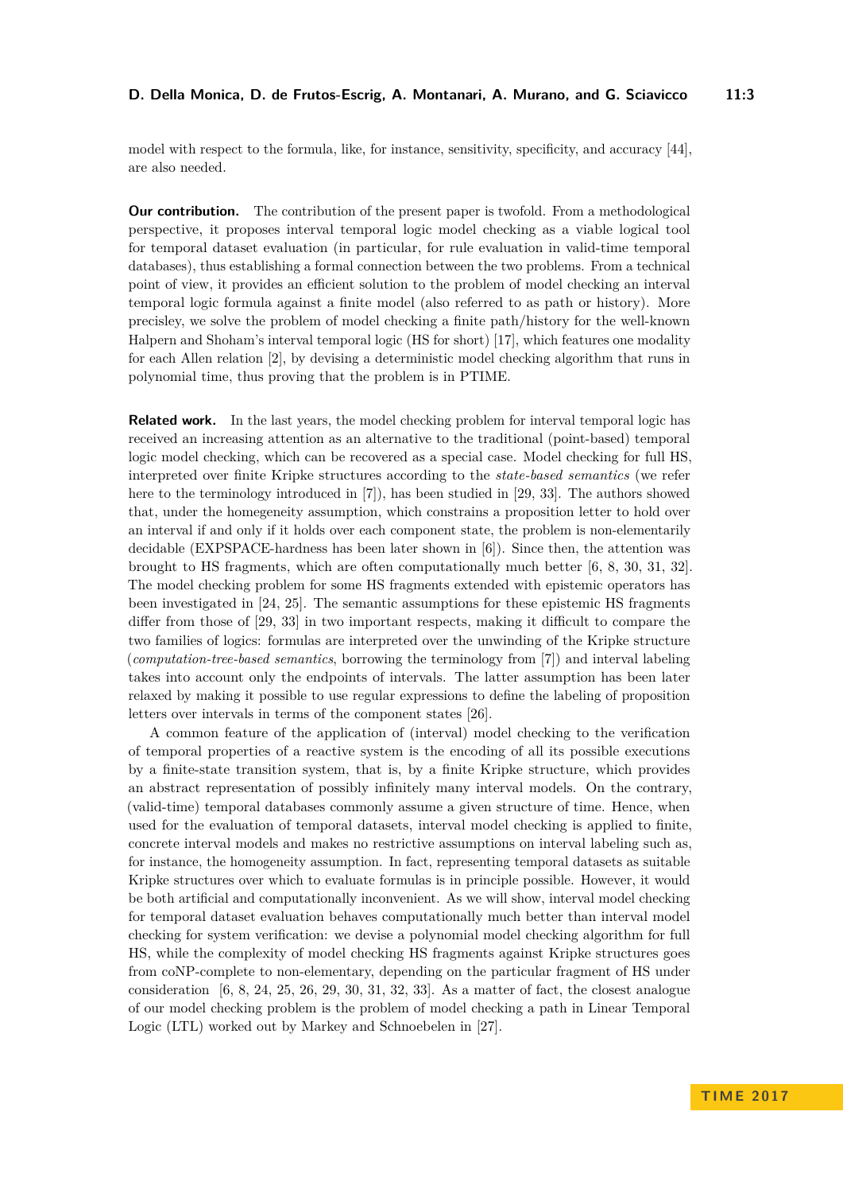model with respect to the formula, like, for instance, sensitivity, specificity, and accuracy [44], are also needed.

**Our contribution.** The contribution of the present paper is twofold. From a methodological perspective, it proposes interval temporal logic model checking as a viable logical tool for temporal dataset evaluation (in particular, for rule evaluation in valid-time temporal databases), thus establishing a formal connection between the two problems. From a technical point of view, it provides an efficient solution to the problem of model checking an interval temporal logic formula against a finite model (also referred to as path or history). More precisley, we solve the problem of model checking a finite path/history for the well-known Halpern and Shoham's interval temporal logic (HS for short) [17], which features one modality for each Allen relation [2], by devising a deterministic model checking algorithm that runs in polynomial time, thus proving that the problem is in PTIME.

**Related work.** In the last years, the model checking problem for interval temporal logic has received an increasing attention as an alternative to the traditional (point-based) temporal logic model checking, which can be recovered as a special case. Model checking for full HS, interpreted over finite Kripke structures according to the *state-based semantics* (we refer here to the terminology introduced in [7]), has been studied in [29, 33]. The authors showed that, under the homegeneity assumption, which constrains a proposition letter to hold over an interval if and only if it holds over each component state, the problem is non-elementarily decidable (EXPSPACE-hardness has been later shown in [6]). Since then, the attention was brought to HS fragments, which are often computationally much better [6, 8, 30, 31, 32]. The model checking problem for some HS fragments extended with epistemic operators has been investigated in [24, 25]. The semantic assumptions for these epistemic HS fragments differ from those of [29, 33] in two important respects, making it difficult to compare the two families of logics: formulas are interpreted over the unwinding of the Kripke structure (*computation-tree-based semantics*, borrowing the terminology from [7]) and interval labeling takes into account only the endpoints of intervals. The latter assumption has been later relaxed by making it possible to use regular expressions to define the labeling of proposition letters over intervals in terms of the component states [26].

A common feature of the application of (interval) model checking to the verification of temporal properties of a reactive system is the encoding of all its possible executions by a finite-state transition system, that is, by a finite Kripke structure, which provides an abstract representation of possibly infinitely many interval models. On the contrary, (valid-time) temporal databases commonly assume a given structure of time. Hence, when used for the evaluation of temporal datasets, interval model checking is applied to finite, concrete interval models and makes no restrictive assumptions on interval labeling such as, for instance, the homogeneity assumption. In fact, representing temporal datasets as suitable Kripke structures over which to evaluate formulas is in principle possible. However, it would be both artificial and computationally inconvenient. As we will show, interval model checking for temporal dataset evaluation behaves computationally much better than interval model checking for system verification: we devise a polynomial model checking algorithm for full HS, while the complexity of model checking HS fragments against Kripke structures goes from coNP-complete to non-elementary, depending on the particular fragment of HS under consideration [6, 8, 24, 25, 26, 29, 30, 31, 32, 33]. As a matter of fact, the closest analogue of our model checking problem is the problem of model checking a path in Linear Temporal Logic (LTL) worked out by Markey and Schnoebelen in [27].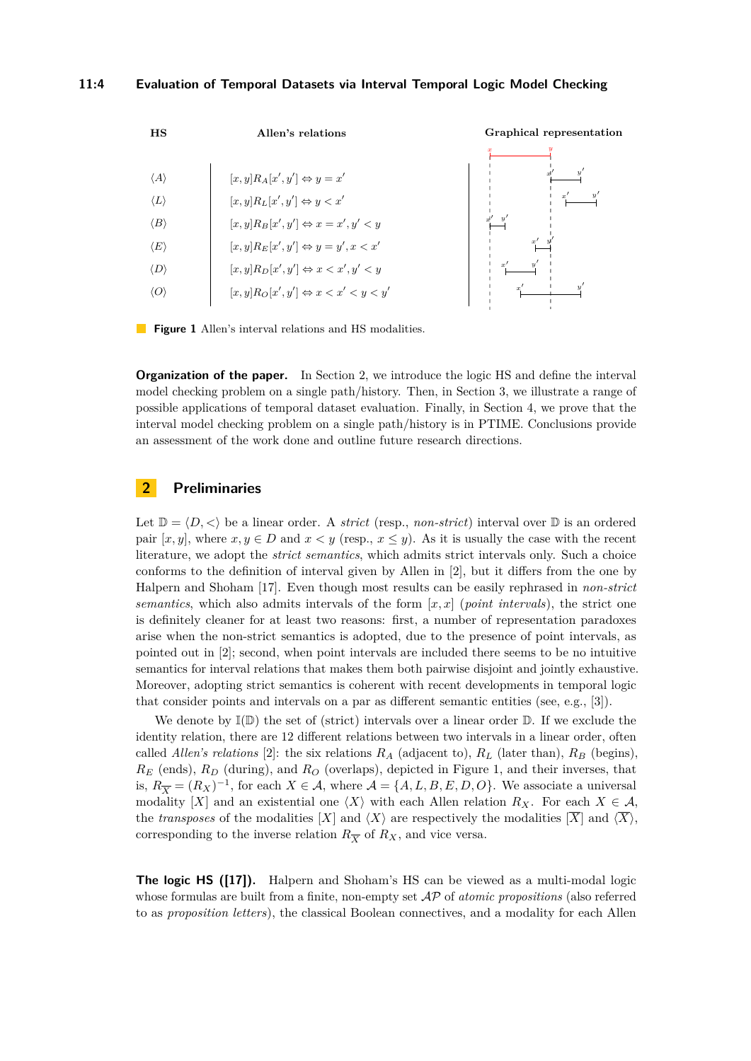| HS | Allen's relations |
| --- | --- |
| $\langle A \rangle$ | $[x,y]R_A[x',y'] \Leftrightarrow y = x'$ |
| $\langle L \rangle$ | $[x,y]R_L[x',y'] \Leftrightarrow y < x'$ |
| $\langle B \rangle$ | $[x,y]R_B[x',y'] \Leftrightarrow x = x', y' < y$ |
| $\langle E \rangle$ | $[x,y]R_E[x',y'] \Leftrightarrow y = y', x < x'$ |
| $\langle D \rangle$ | $[x,y]R_D[x',y'] \Leftrightarrow x < x', y' < y$ |
| $\langle O \rangle$ | $[x,y]R_O[x',y'] \Leftrightarrow x < x' < y < y'$ |

**Figure 1** Allen's interval relations and HS modalities.

**Organization of the paper.** In Section 2, we introduce the logic HS and define the interval model checking problem on a single path/history. Then, in Section 3, we illustrate a range of possible applications of temporal dataset evaluation. Finally, in Section 4, we prove that the interval model checking problem on a single path/history is in PTIME. Conclusions provide an assessment of the work done and outline future research directions.

## 2 Preliminaries

Let $\mathbb{D} = \langle D, < \rangle$ be a linear order. A *strict* (resp., *non-strict*) interval over $\mathbb{D}$ is an ordered pair $[x,y]$, where $x, y \in D$ and $x < y$ (resp., $x \leq y$). As it is usually the case with the recent literature, we adopt the *strict semantics*, which admits strict intervals only. Such a choice conforms to the definition of interval given by Allen in [2], but it differs from the one by Halpern and Shoham [17]. Even though most results can be easily rephrased in *non-strict semantics*, which also admits intervals of the form $[x,x]$ (*point intervals*), the strict one is definitely cleaner for at least two reasons: first, a number of representation paradoxes arise when the non-strict semantics is adopted, due to the presence of point intervals, as pointed out in [2]; second, when point intervals are included there seems to be no intuitive semantics for interval relations that makes them both pairwise disjoint and jointly exhaustive. Moreover, adopting strict semantics is coherent with recent developments in temporal logic that consider points and intervals on a par as different semantic entities (see, e.g., [3]).

We denote by $\mathbb{I}(\mathbb{D})$ the set of (strict) intervals over a linear order $\mathbb{D}$. If we exclude the identity relation, there are 12 different relations between two intervals in a linear order, often called *Allen's relations* [2]: the six relations $R_A$ (adjacent to), $R_L$ (later than), $R_B$ (begins), $R_E$ (ends), $R_D$ (during), and $R_O$ (overlaps), depicted in Figure 1, and their inverses, that is, $R_{\overline{X}} = (R_X)^{-1}$, for each $X \in \mathcal{A}$, where $\mathcal{A} = \{A, L, B, E, D, O\}$. We associate a universal modality $[X]$ and an existential one $\langle X \rangle$ with each Allen relation $R_X$. For each $X \in \mathcal{A}$, the *transposes* of the modalities $[X]$ and $\langle X \rangle$ are respectively the modalities $[\overline{X}]$ and $\langle \overline{X} \rangle$, corresponding to the inverse relation $R_{\overline{X}}$ of $R_X$, and vice versa.

**The logic HS ([17]).** Halpern and Shoham's HS can be viewed as a multi-modal logic whose formulas are built from a finite, non-empty set $\mathcal{AP}$ of *atomic propositions* (also referred to as *proposition letters*), the classical Boolean connectives, and a modality for each Allen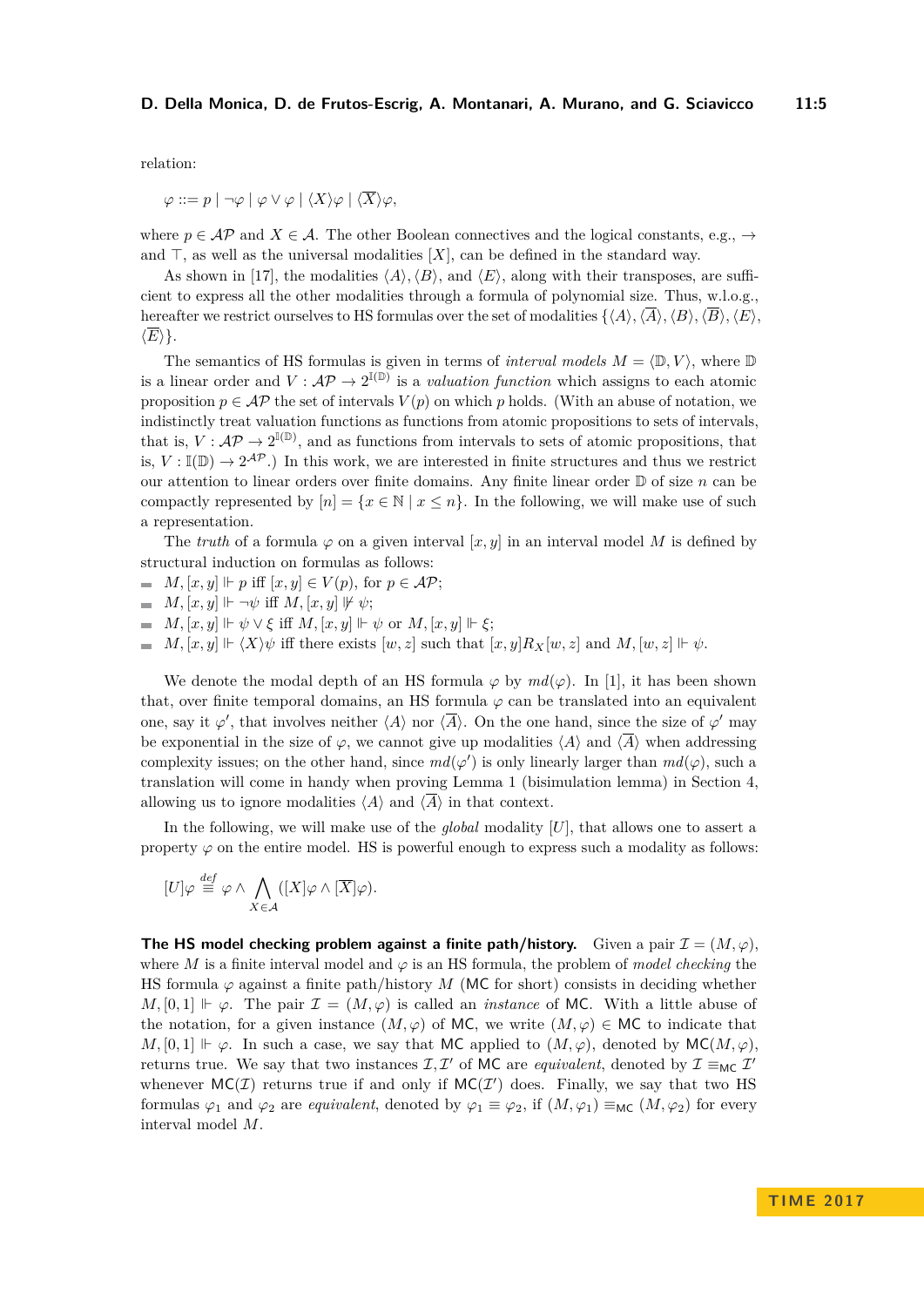relation:

$$\varphi ::= p \mid \neg\varphi \mid \varphi \vee \varphi \mid \langle X \rangle \varphi \mid \langle \overline{X} \rangle \varphi,$$

where $p \in \mathcal{AP}$ and $X \in \mathcal{A}$. The other Boolean connectives and the logical constants, e.g., $\rightarrow$ and $\top$, as well as the universal modalities $[X]$, can be defined in the standard way.

As shown in [17], the modalities $\langle A \rangle, \langle B \rangle$, and $\langle E \rangle$, along with their transposes, are sufficient to express all the other modalities through a formula of polynomial size. Thus, w.l.o.g., hereafter we restrict ourselves to HS formulas over the set of modalities $\{\langle A \rangle, \langle \overline{A} \rangle, \langle B \rangle, \langle \overline{B} \rangle, \langle E \rangle, \langle \overline{E} \rangle\}$.

The semantics of HS formulas is given in terms of *interval models* $M = \langle \mathbb{D}, V \rangle$, where $\mathbb{D}$ is a linear order and $V : \mathcal{AP} \rightarrow 2^{\mathbb{I}(\mathbb{D})}$ is a *valuation function* which assigns to each atomic proposition $p \in \mathcal{AP}$ the set of intervals $V(p)$ on which $p$ holds. (With an abuse of notation, we indistinctly treat valuation functions as functions from atomic propositions to sets of intervals, that is, $V : \mathcal{AP} \rightarrow 2^{\mathbb{I}(\mathbb{D})}$, and as functions from intervals to sets of atomic propositions, that is, $V : \mathbb{I}(\mathbb{D}) \rightarrow 2^{\mathcal{AP}}$.) In this work, we are interested in finite structures and thus we restrict our attention to linear orders over finite domains. Any finite linear order $\mathbb{D}$ of size $n$ can be compactly represented by $[n] = \{x \in \mathbb{N} \mid x \leq n\}$. In the following, we will make use of such a representation.

The *truth* of a formula $\varphi$ on a given interval $[x, y]$ in an interval model $M$ is defined by structural induction on formulas as follows:

- $M, [x, y] \Vdash p$ iff $[x, y] \in V(p)$, for $p \in \mathcal{AP}$;
- $M, [x, y] \Vdash \neg\psi$ iff $M, [x, y] \not\Vdash \psi$;
- $M, [x, y] \Vdash \psi \vee \xi$ iff $M, [x, y] \Vdash \psi$ or $M, [x, y] \Vdash \xi$;
- $M, [x, y] \Vdash \langle X \rangle \psi$ iff there exists $[w, z]$ such that $[x, y] R_X [w, z]$ and $M, [w, z] \Vdash \psi$.

We denote the modal depth of an HS formula $\varphi$ by $md(\varphi)$. In [1], it has been shown that, over finite temporal domains, an HS formula $\varphi$ can be translated into an equivalent one, say it $\varphi'$, that involves neither $\langle A \rangle$ nor $\langle \overline{A} \rangle$. On the one hand, since the size of $\varphi'$ may be exponential in the size of $\varphi$, we cannot give up modalities $\langle A \rangle$ and $\langle \overline{A} \rangle$ when addressing complexity issues; on the other hand, since $md(\varphi')$ is only linearly larger than $md(\varphi)$, such a translation will come in handy when proving Lemma 1 (bisimulation lemma) in Section 4, allowing us to ignore modalities $\langle A \rangle$ and $\langle \overline{A} \rangle$ in that context.

In the following, we will make use of the *global* modality $[U]$, that allows one to assert a property $\varphi$ on the entire model. HS is powerful enough to express such a modality as follows:

$$[U]\varphi \stackrel{def}{\equiv} \varphi \wedge \bigwedge_{X \in \mathcal{A}} ([X]\varphi \wedge [\overline{X}]\varphi).$$

**The HS model checking problem against a finite path/history.** Given a pair $\mathcal{I} = (M, \varphi)$, where $M$ is a finite interval model and $\varphi$ is an HS formula, the problem of *model checking* the HS formula $\varphi$ against a finite path/history $M$ (MC for short) consists in deciding whether $M, [0, 1] \Vdash \varphi$. The pair $\mathcal{I} = (M, \varphi)$ is called an *instance* of MC. With a little abuse of the notation, for a given instance $(M, \varphi)$ of MC, we write $(M, \varphi) \in \mathsf{MC}$ to indicate that $M, [0, 1] \Vdash \varphi$. In such a case, we say that MC applied to $(M, \varphi)$, denoted by $\mathsf{MC}(M, \varphi)$, returns true. We say that two instances $\mathcal{I}, \mathcal{I}'$ of MC are *equivalent*, denoted by $\mathcal{I} \equiv_{\mathsf{MC}} \mathcal{I}'$ whenever $\mathsf{MC}(\mathcal{I})$ returns true if and only if $\mathsf{MC}(\mathcal{I}')$ does. Finally, we say that two HS formulas $\varphi_1$ and $\varphi_2$ are *equivalent*, denoted by $\varphi_1 \equiv \varphi_2$, if $(M, \varphi_1) \equiv_{\mathsf{MC}} (M, \varphi_2)$ for every interval model $M$.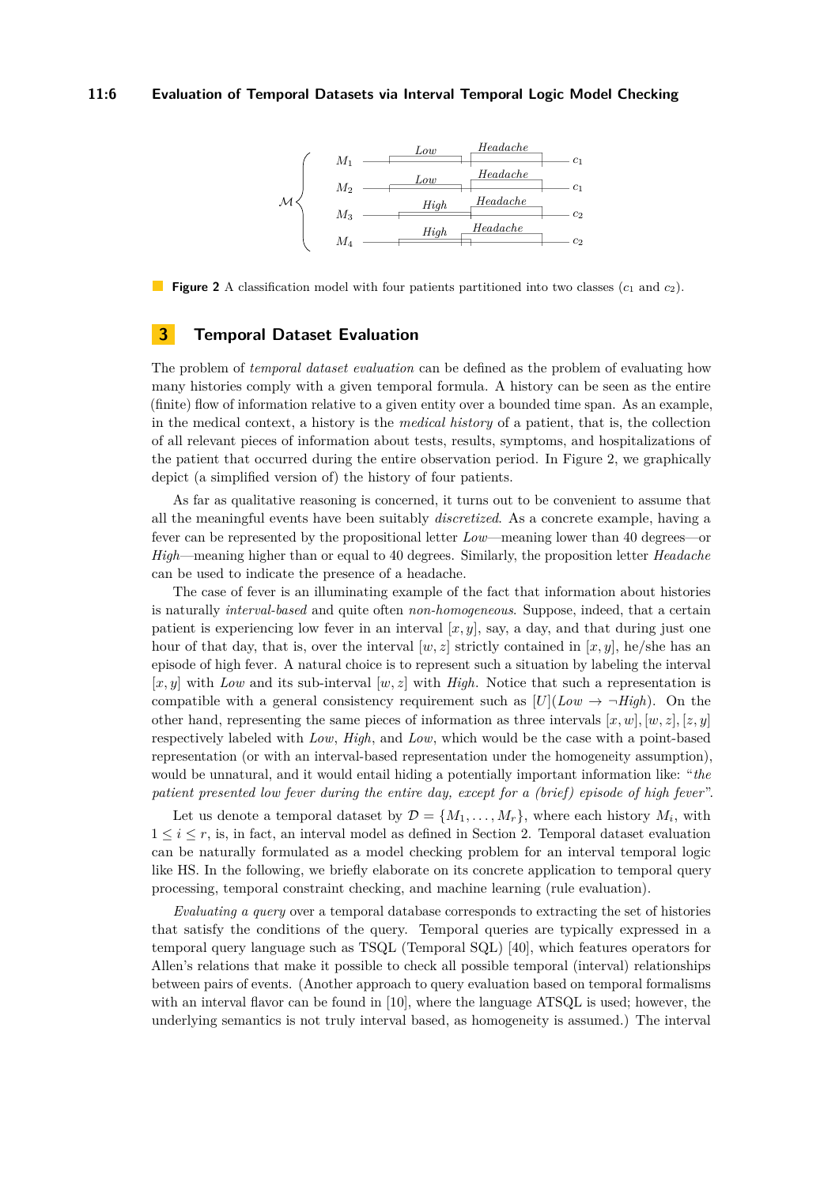**Figure 2** A classification model with four patients partitioned into two classes ($c_1$ and $c_2$).

## 3 Temporal Dataset Evaluation

The problem of *temporal dataset evaluation* can be defined as the problem of evaluating how many histories comply with a given temporal formula. A history can be seen as the entire (finite) flow of information relative to a given entity over a bounded time span. As an example, in the medical context, a history is the *medical history* of a patient, that is, the collection of all relevant pieces of information about tests, results, symptoms, and hospitalizations of the patient that occurred during the entire observation period. In Figure 2, we graphically depict (a simplified version of) the history of four patients.

As far as qualitative reasoning is concerned, it turns out to be convenient to assume that all the meaningful events have been suitably *discretized*. As a concrete example, having a fever can be represented by the propositional letter *Low*—meaning lower than 40 degrees—or *High*—meaning higher than or equal to 40 degrees. Similarly, the proposition letter *Headache* can be used to indicate the presence of a headache.

The case of fever is an illuminating example of the fact that information about histories is naturally *interval-based* and quite often *non-homogeneous*. Suppose, indeed, that a certain patient is experiencing low fever in an interval $[x, y]$, say, a day, and that during just one hour of that day, that is, over the interval $[w, z]$ strictly contained in $[x, y]$, he/she has an episode of high fever. A natural choice is to represent such a situation by labeling the interval $[x, y]$ with *Low* and its sub-interval $[w, z]$ with *High*. Notice that such a representation is compatible with a general consistency requirement such as $[U](Low \rightarrow \neg High)$. On the other hand, representing the same pieces of information as three intervals $[x, w], [w, z], [z, y]$ respectively labeled with *Low*, *High*, and *Low*, which would be the case with a point-based representation (or with an interval-based representation under the homogeneity assumption), would be unnatural, and it would entail hiding a potentially important information like: "*the patient presented low fever during the entire day, except for a (brief) episode of high fever*".

Let us denote a temporal dataset by $\mathcal{D} = \{M_1, \ldots, M_r\}$, where each history $M_i$, with $1 \leq i \leq r$, is, in fact, an interval model as defined in Section 2. Temporal dataset evaluation can be naturally formulated as a model checking problem for an interval temporal logic like HS. In the following, we briefly elaborate on its concrete application to temporal query processing, temporal constraint checking, and machine learning (rule evaluation).

*Evaluating a query* over a temporal database corresponds to extracting the set of histories that satisfy the conditions of the query. Temporal queries are typically expressed in a temporal query language such as TSQL (Temporal SQL) [40], which features operators for Allen's relations that make it possible to check all possible temporal (interval) relationships between pairs of events. (Another approach to query evaluation based on temporal formalisms with an interval flavor can be found in [10], where the language ATSQL is used; however, the underlying semantics is not truly interval based, as homogeneity is assumed.) The interval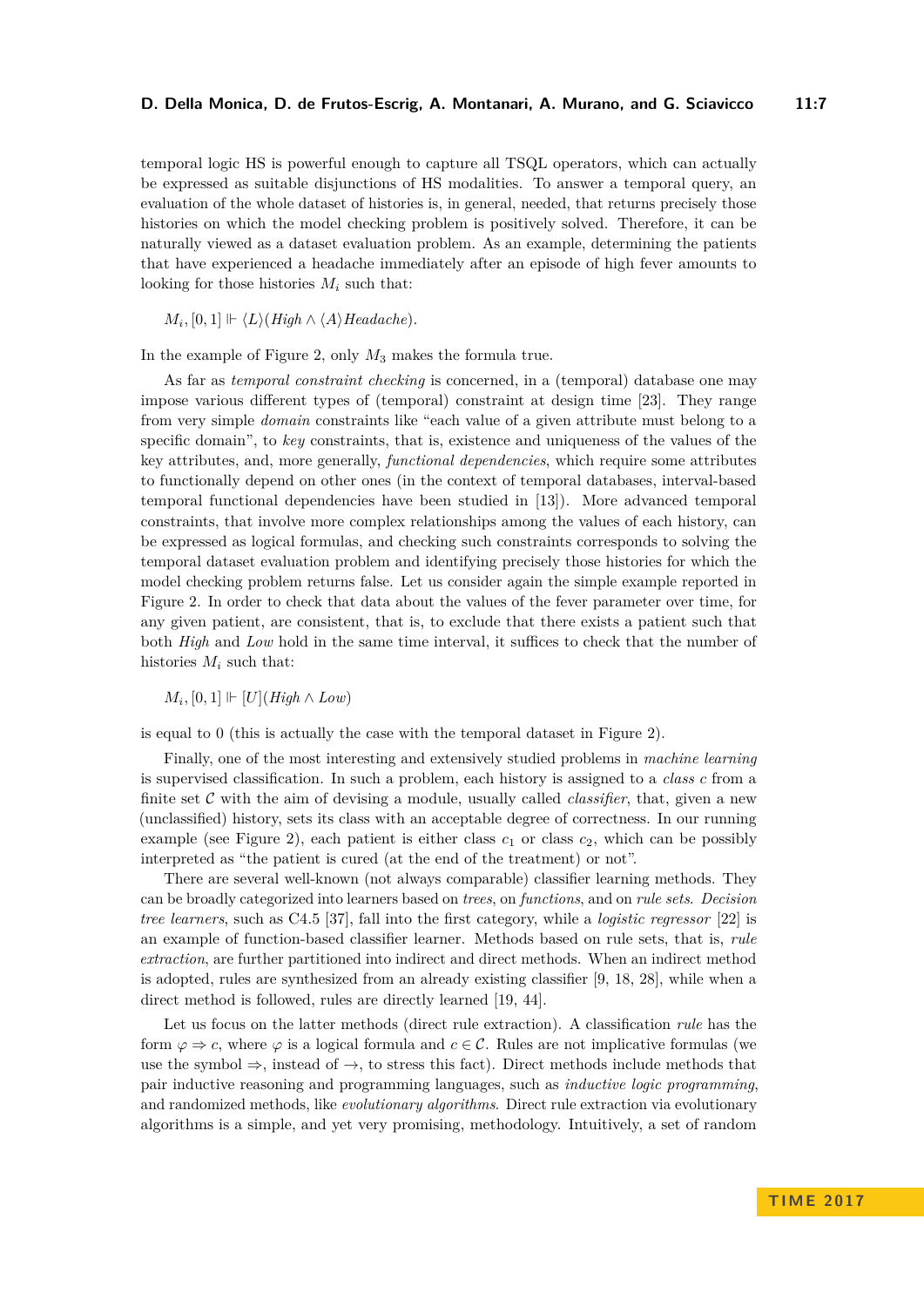temporal logic HS is powerful enough to capture all TSQL operators, which can actually be expressed as suitable disjunctions of HS modalities. To answer a temporal query, an evaluation of the whole dataset of histories is, in general, needed, that returns precisely those histories on which the model checking problem is positively solved. Therefore, it can be naturally viewed as a dataset evaluation problem. As an example, determining the patients that have experienced a headache immediately after an episode of high fever amounts to looking for those histories $M_i$ such that:

$$M_i, [0,1] \Vdash \langle L \rangle (High \wedge \langle A \rangle Headache).$$

In the example of Figure 2, only $M_3$ makes the formula true.

As far as *temporal constraint checking* is concerned, in a (temporal) database one may impose various different types of (temporal) constraint at design time [23]. They range from very simple *domain* constraints like "each value of a given attribute must belong to a specific domain", to *key* constraints, that is, existence and uniqueness of the values of the key attributes, and, more generally, *functional dependencies*, which require some attributes to functionally depend on other ones (in the context of temporal databases, interval-based temporal functional dependencies have been studied in [13]). More advanced temporal constraints, that involve more complex relationships among the values of each history, can be expressed as logical formulas, and checking such constraints corresponds to solving the temporal dataset evaluation problem and identifying precisely those histories for which the model checking problem returns false. Let us consider again the simple example reported in Figure 2. In order to check that data about the values of the fever parameter over time, for any given patient, are consistent, that is, to exclude that there exists a patient such that both *High* and *Low* hold in the same time interval, it suffices to check that the number of histories $M_i$ such that:

$$M_i, [0,1] \Vdash [U](High \wedge Low)$$

is equal to 0 (this is actually the case with the temporal dataset in Figure 2).

Finally, one of the most interesting and extensively studied problems in *machine learning* is supervised classification. In such a problem, each history is assigned to a *class* $c$ from a finite set $\mathcal{C}$ with the aim of devising a module, usually called *classifier*, that, given a new (unclassified) history, sets its class with an acceptable degree of correctness. In our running example (see Figure 2), each patient is either class $c_1$ or class $c_2$, which can be possibly interpreted as "the patient is cured (at the end of the treatment) or not".

There are several well-known (not always comparable) classifier learning methods. They can be broadly categorized into learners based on *trees*, on *functions*, and on *rule sets*. *Decision tree learners*, such as C4.5 [37], fall into the first category, while a *logistic regressor* [22] is an example of function-based classifier learner. Methods based on rule sets, that is, *rule extraction*, are further partitioned into indirect and direct methods. When an indirect method is adopted, rules are synthesized from an already existing classifier [9, 18, 28], while when a direct method is followed, rules are directly learned [19, 44].

Let us focus on the latter methods (direct rule extraction). A classification *rule* has the form $\varphi \Rightarrow c$, where $\varphi$ is a logical formula and $c \in \mathcal{C}$. Rules are not implicative formulas (we use the symbol $\Rightarrow$, instead of $\rightarrow$, to stress this fact). Direct methods include methods that pair inductive reasoning and programming languages, such as *inductive logic programming*, and randomized methods, like *evolutionary algorithms*. Direct rule extraction via evolutionary algorithms is a simple, and yet very promising, methodology. Intuitively, a set of random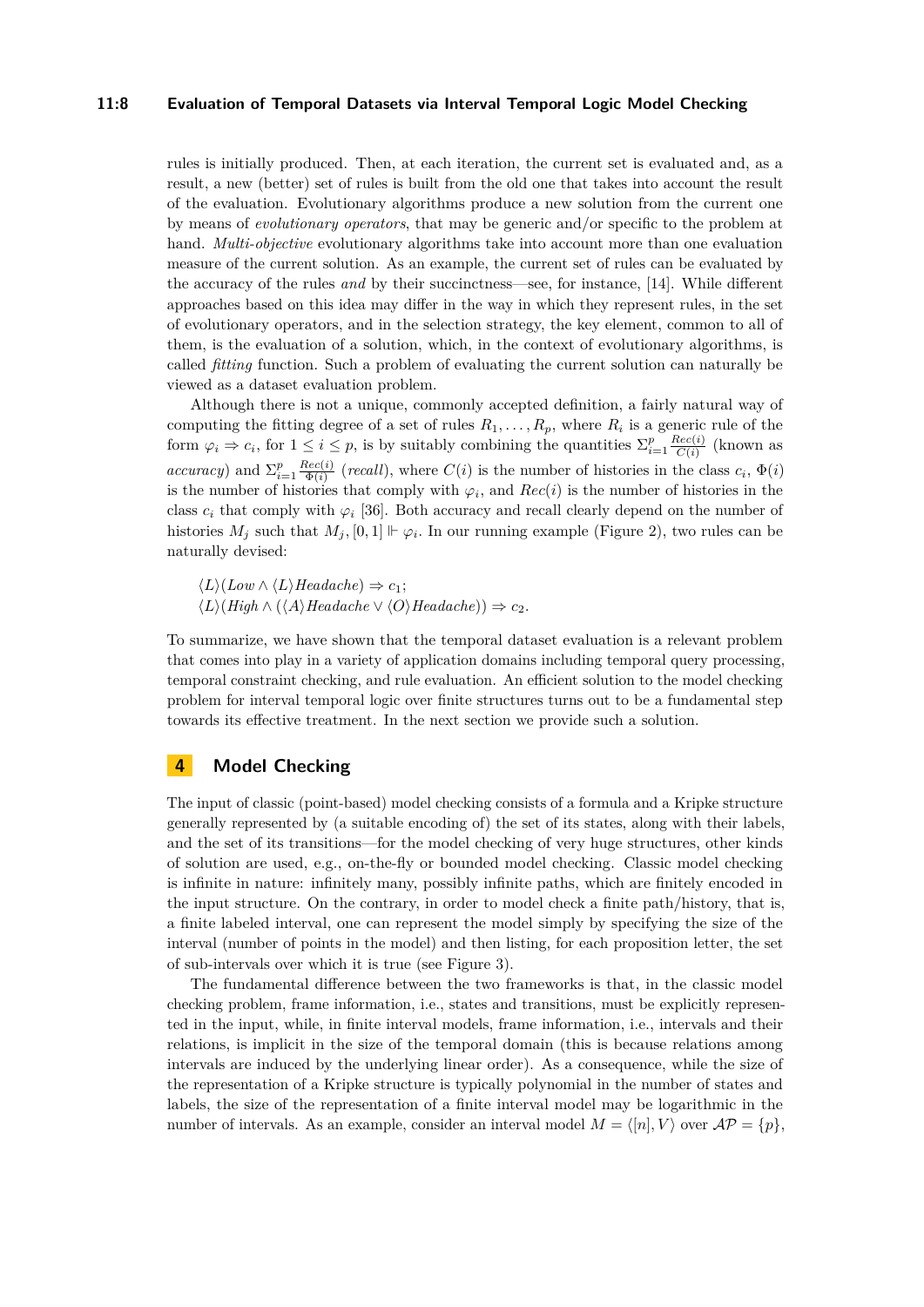rules is initially produced. Then, at each iteration, the current set is evaluated and, as a result, a new (better) set of rules is built from the old one that takes into account the result of the evaluation. Evolutionary algorithms produce a new solution from the current one by means of *evolutionary operators*, that may be generic and/or specific to the problem at hand. *Multi-objective* evolutionary algorithms take into account more than one evaluation measure of the current solution. As an example, the current set of rules can be evaluated by the accuracy of the rules *and* by their succinctness—see, for instance, [14]. While different approaches based on this idea may differ in the way in which they represent rules, in the set of evolutionary operators, and in the selection strategy, the key element, common to all of them, is the evaluation of a solution, which, in the context of evolutionary algorithms, is called *fitting* function. Such a problem of evaluating the current solution can naturally be viewed as a dataset evaluation problem.

Although there is not a unique, commonly accepted definition, a fairly natural way of computing the fitting degree of a set of rules $R_1, \ldots, R_p$, where $R_i$ is a generic rule of the form $\varphi_i \Rightarrow c_i$, for $1 \leq i \leq p$, is by suitably combining the quantities $\Sigma_{i=1}^{p} \frac{Rec(i)}{C(i)}$ (known as *accuracy*) and $\Sigma_{i=1}^{p} \frac{Rec(i)}{\Phi(i)}$ (*recall*), where $C(i)$ is the number of histories in the class $c_i$, $\Phi(i)$ is the number of histories that comply with $\varphi_i$, and $Rec(i)$ is the number of histories in the class $c_i$ that comply with $\varphi_i$ [36]. Both accuracy and recall clearly depend on the number of histories $M_j$ such that $M_j, [0,1] \Vdash \varphi_i$. In our running example (Figure 2), two rules can be naturally devised:

$$\langle L \rangle (Low \wedge \langle L \rangle Headache) \Rightarrow c_1;$$
$$\langle L \rangle (High \wedge (\langle A \rangle Headache \vee \langle O \rangle Headache)) \Rightarrow c_2.$$

To summarize, we have shown that the temporal dataset evaluation is a relevant problem that comes into play in a variety of application domains including temporal query processing, temporal constraint checking, and rule evaluation. An efficient solution to the model checking problem for interval temporal logic over finite structures turns out to be a fundamental step towards its effective treatment. In the next section we provide such a solution.

## 4 Model Checking

The input of classic (point-based) model checking consists of a formula and a Kripke structure generally represented by (a suitable encoding of) the set of its states, along with their labels, and the set of its transitions—for the model checking of very huge structures, other kinds of solution are used, e.g., on-the-fly or bounded model checking. Classic model checking is infinite in nature: infinitely many, possibly infinite paths, which are finitely encoded in the input structure. On the contrary, in order to model check a finite path/history, that is, a finite labeled interval, one can represent the model simply by specifying the size of the interval (number of points in the model) and then listing, for each proposition letter, the set of sub-intervals over which it is true (see Figure 3).

The fundamental difference between the two frameworks is that, in the classic model checking problem, frame information, i.e., states and transitions, must be explicitly represented in the input, while, in finite interval models, frame information, i.e., intervals and their relations, is implicit in the size of the temporal domain (this is because relations among intervals are induced by the underlying linear order). As a consequence, while the size of the representation of a Kripke structure is typically polynomial in the number of states and labels, the size of the representation of a finite interval model may be logarithmic in the number of intervals. As an example, consider an interval model $M = \langle [n], V \rangle$ over $\mathcal{AP} = \{p\}$,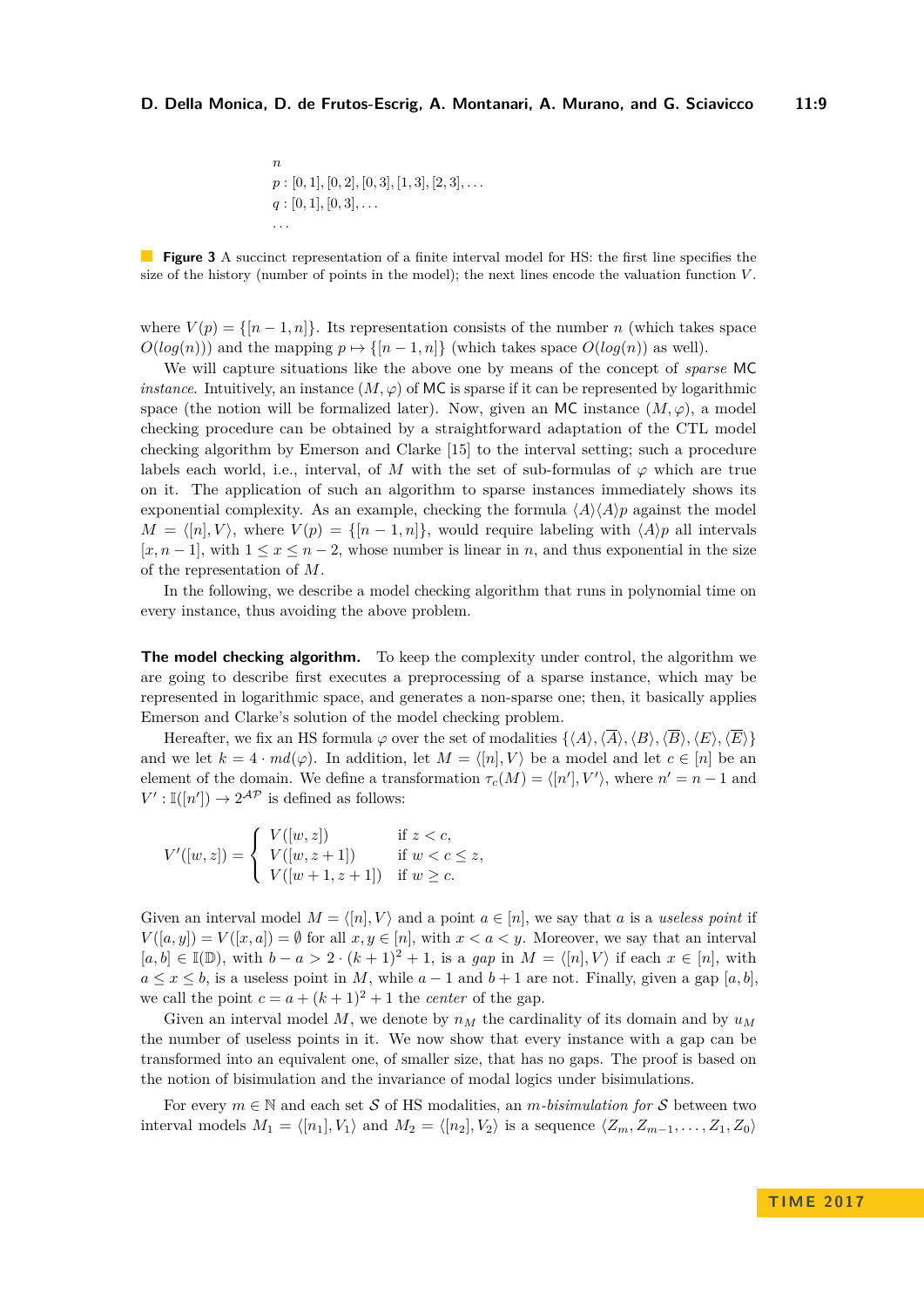$n$
$p : [0, 1], [0, 2], [0, 3], [1, 3], [2, 3], \ldots$
$q : [0, 1], [0, 3], \ldots$
$\ldots$

**Figure 3** A succinct representation of a finite interval model for HS: the first line specifies the size of the history (number of points in the model); the next lines encode the valuation function $V$.

where $V(p) = \{[n-1, n]\}$. Its representation consists of the number $n$ (which takes space $O(log(n))$) and the mapping $p \mapsto \{[n-1, n]\}$ (which takes space $O(log(n))$ as well).

We will capture situations like the above one by means of the concept of *sparse* MC *instance*. Intuitively, an instance $(M, \varphi)$ of MC is sparse if it can be represented by logarithmic space (the notion will be formalized later). Now, given an MC instance $(M, \varphi)$, a model checking procedure can be obtained by a straightforward adaptation of the CTL model checking algorithm by Emerson and Clarke [15] to the interval setting; such a procedure labels each world, i.e., interval, of $M$ with the set of sub-formulas of $\varphi$ which are true on it. The application of such an algorithm to sparse instances immediately shows its exponential complexity. As an example, checking the formula $\langle A\rangle\langle A\rangle p$ against the model $M = \langle [n], V\rangle$, where $V(p) = \{[n-1, n]\}$, would require labeling with $\langle A\rangle p$ all intervals $[x, n-1]$, with $1 \leq x \leq n-2$, whose number is linear in $n$, and thus exponential in the size of the representation of $M$.

In the following, we describe a model checking algorithm that runs in polynomial time on every instance, thus avoiding the above problem.

**The model checking algorithm.** To keep the complexity under control, the algorithm we are going to describe first executes a preprocessing of a sparse instance, which may be represented in logarithmic space, and generates a non-sparse one; then, it basically applies Emerson and Clarke's solution of the model checking problem.

Hereafter, we fix an HS formula $\varphi$ over the set of modalities $\{\langle A\rangle, \langle \overline{A}\rangle, \langle B\rangle, \langle \overline{B}\rangle, \langle E\rangle, \langle \overline{E}\rangle\}$ and we let $k = 4 \cdot md(\varphi)$. In addition, let $M = \langle [n], V\rangle$ be a model and let $c \in [n]$ be an element of the domain. We define a transformation $\tau_c(M) = \langle [n'], V'\rangle$, where $n' = n-1$ and $V' : \mathbb{I}([n']) \to 2^{\mathcal{AP}}$ is defined as follows:

$$V'([w, z]) = \begin{cases} V([w, z]) & \text{if } z < c, \\ V([w, z+1]) & \text{if } w < c \leq z, \\ V([w+1, z+1]) & \text{if } w \geq c. \end{cases}$$

Given an interval model $M = \langle [n], V\rangle$ and a point $a \in [n]$, we say that $a$ is a *useless point* if $V([a, y]) = V([x, a]) = \emptyset$ for all $x, y \in [n]$, with $x < a < y$. Moreover, we say that an interval $[a, b] \in \mathbb{I}(\mathbb{D})$, with $b - a > 2 \cdot (k+1)^2 + 1$, is a *gap* in $M = \langle [n], V\rangle$ if each $x \in [n]$, with $a \leq x \leq b$, is a useless point in $M$, while $a-1$ and $b+1$ are not. Finally, given a gap $[a, b]$, we call the point $c = a + (k+1)^2 + 1$ the *center* of the gap.

Given an interval model $M$, we denote by $n_M$ the cardinality of its domain and by $u_M$ the number of useless points in it. We now show that every instance with a gap can be transformed into an equivalent one, of smaller size, that has no gaps. The proof is based on the notion of bisimulation and the invariance of modal logics under bisimulations.

For every $m \in \mathbb{N}$ and each set $\mathcal{S}$ of HS modalities, an *$m$-bisimulation for $\mathcal{S}$* between two interval models $M_1 = \langle [n_1], V_1\rangle$ and $M_2 = \langle [n_2], V_2\rangle$ is a sequence $\langle Z_m, Z_{m-1}, \ldots, Z_1, Z_0\rangle$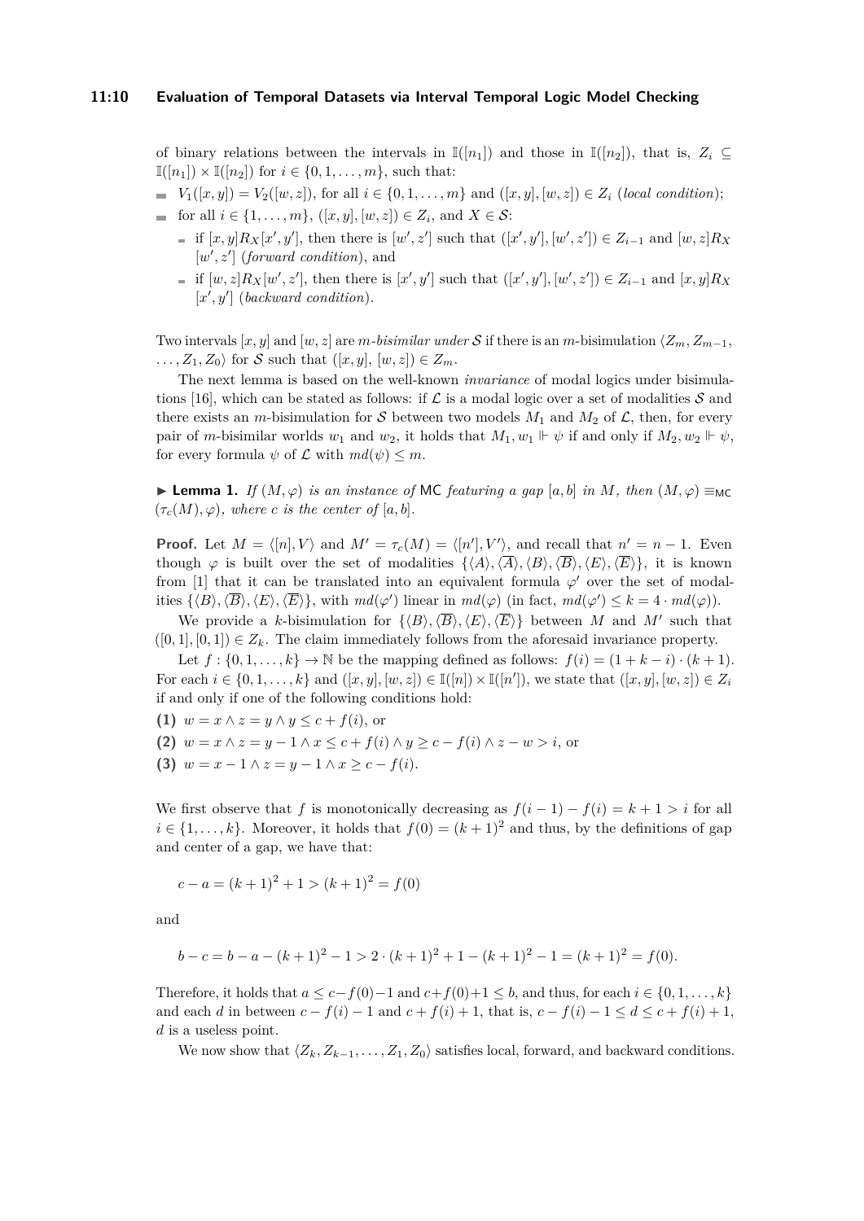of binary relations between the intervals in $\mathbb{I}([n_1])$ and those in $\mathbb{I}([n_2])$, that is, $Z_i \subseteq \mathbb{I}([n_1]) \times \mathbb{I}([n_2])$ for $i \in \{0, 1, \ldots, m\}$, such that:

- $V_1([x, y]) = V_2([w, z])$, for all $i \in \{0, 1, \ldots, m\}$ and $([x, y], [w, z]) \in Z_i$ (*local condition*);
- for all $i \in \{1, \ldots, m\}$, $([x, y], [w, z]) \in Z_i$, and $X \in \mathcal{S}$:
  - if $[x, y] R_X [x', y']$, then there is $[w', z']$ such that $([x', y'], [w', z']) \in Z_{i-1}$ and $[w, z] R_X [w', z']$ (*forward condition*), and
  - if $[w, z] R_X [w', z']$, then there is $[x', y']$ such that $([x', y'], [w', z']) \in Z_{i-1}$ and $[x, y] R_X [x', y']$ (*backward condition*).

Two intervals $[x, y]$ and $[w, z]$ are *m-bisimilar under* $\mathcal{S}$ if there is an $m$-bisimulation $\langle Z_m, Z_{m-1}, \ldots, Z_1, Z_0 \rangle$ for $\mathcal{S}$ such that $([x, y], [w, z]) \in Z_m$.

The next lemma is based on the well-known *invariance* of modal logics under bisimulations [16], which can be stated as follows: if $\mathcal{L}$ is a modal logic over a set of modalities $\mathcal{S}$ and there exists an $m$-bisimulation for $\mathcal{S}$ between two models $M_1$ and $M_2$ of $\mathcal{L}$, then, for every pair of $m$-bisimilar worlds $w_1$ and $w_2$, it holds that $M_1, w_1 \Vdash \psi$ if and only if $M_2, w_2 \Vdash \psi$, for every formula $\psi$ of $\mathcal{L}$ with $md(\psi) \leq m$.

▶ **Lemma 1.** *If $(M, \varphi)$ is an instance of* MC *featuring a gap $[a, b]$ in $M$, then $(M, \varphi) \equiv_{\mathsf{MC}} (\tau_c(M), \varphi)$, where $c$ is the center of $[a, b]$.*

**Proof.** Let $M = \langle [n], V \rangle$ and $M' = \tau_c(M) = \langle [n'], V' \rangle$, and recall that $n' = n - 1$. Even though $\varphi$ is built over the set of modalities $\{\langle A \rangle, \langle \overline{A} \rangle, \langle B \rangle, \langle \overline{B} \rangle, \langle E \rangle, \langle \overline{E} \rangle\}$, it is known from [1] that it can be translated into an equivalent formula $\varphi'$ over the set of modalities $\{\langle B \rangle, \langle \overline{B} \rangle, \langle E \rangle, \langle \overline{E} \rangle\}$, with $md(\varphi')$ linear in $md(\varphi)$ (in fact, $md(\varphi') \leq k = 4 \cdot md(\varphi)$).

We provide a $k$-bisimulation for $\{\langle B \rangle, \langle \overline{B} \rangle, \langle E \rangle, \langle \overline{E} \rangle\}$ between $M$ and $M'$ such that $([0, 1], [0, 1]) \in Z_k$. The claim immediately follows from the aforesaid invariance property.

Let $f : \{0, 1, \ldots, k\} \to \mathbb{N}$ be the mapping defined as follows: $f(i) = (1 + k - i) \cdot (k + 1)$. For each $i \in \{0, 1, \ldots, k\}$ and $([x, y], [w, z]) \in \mathbb{I}([n]) \times \mathbb{I}([n'])$, we state that $([x, y], [w, z]) \in Z_i$ if and only if one of the following conditions hold:

**(1)** $w = x \wedge z = y \wedge y \leq c + f(i)$, or

**(2)** $w = x \wedge z = y - 1 \wedge x \leq c + f(i) \wedge y \geq c - f(i) \wedge z - w > i$, or

**(3)** $w = x - 1 \wedge z = y - 1 \wedge x \geq c - f(i)$.

We first observe that $f$ is monotonically decreasing as $f(i-1) - f(i) = k + 1 > i$ for all $i \in \{1, \ldots, k\}$. Moreover, it holds that $f(0) = (k+1)^2$ and thus, by the definitions of gap and center of a gap, we have that:

$$c - a = (k+1)^2 + 1 > (k+1)^2 = f(0)$$

and

$$b - c = b - a - (k+1)^2 - 1 > 2 \cdot (k+1)^2 + 1 - (k+1)^2 - 1 = (k+1)^2 = f(0).$$

Therefore, it holds that $a \leq c - f(0) - 1$ and $c + f(0) + 1 \leq b$, and thus, for each $i \in \{0, 1, \ldots, k\}$ and each $d$ in between $c - f(i) - 1$ and $c + f(i) + 1$, that is, $c - f(i) - 1 \leq d \leq c + f(i) + 1$, $d$ is a useless point.

We now show that $\langle Z_k, Z_{k-1}, \ldots, Z_1, Z_0 \rangle$ satisfies local, forward, and backward conditions.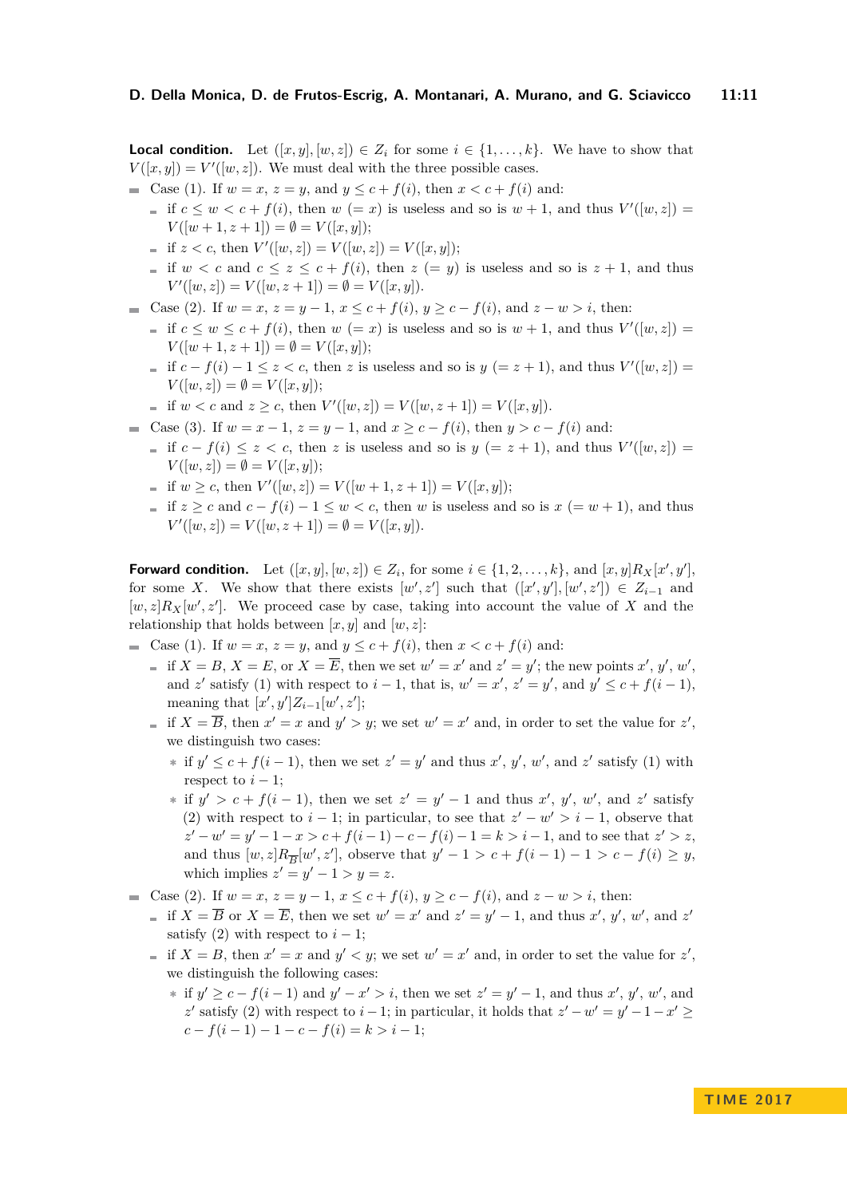**Local condition.** Let $([x, y], [w, z]) \in Z_i$ for some $i \in \{1, \ldots, k\}$. We have to show that $V([x, y]) = V'([w, z])$. We must deal with the three possible cases.

- Case (1). If $w = x$, $z = y$, and $y \leq c + f(i)$, then $x < c + f(i)$ and:
  - if $c \leq w < c + f(i)$, then $w$ $(= x)$ is useless and so is $w + 1$, and thus $V'([w, z]) = V([w + 1, z + 1]) = \emptyset = V([x, y])$;
  - if $z < c$, then $V'([w, z]) = V([w, z]) = V([x, y])$;
  - if $w < c$ and $c \leq z \leq c + f(i)$, then $z$ $(= y)$ is useless and so is $z + 1$, and thus $V'([w, z]) = V([w, z + 1]) = \emptyset = V([x, y])$.
- Case (2). If $w = x$, $z = y - 1$, $x \leq c + f(i)$, $y \geq c - f(i)$, and $z - w > i$, then:
  - if $c \leq w \leq c + f(i)$, then $w$ $(= x)$ is useless and so is $w + 1$, and thus $V'([w, z]) = V([w + 1, z + 1]) = \emptyset = V([x, y])$;
  - if $c - f(i) - 1 \leq z < c$, then $z$ is useless and so is $y$ $(= z + 1)$, and thus $V'([w, z]) = V([w, z]) = \emptyset = V([x, y])$;
  - if $w < c$ and $z \geq c$, then $V'([w, z]) = V([w, z + 1]) = V([x, y])$.
- Case (3). If $w = x - 1$, $z = y - 1$, and $x \geq c - f(i)$, then $y > c - f(i)$ and:
  - if $c - f(i) \leq z < c$, then $z$ is useless and so is $y$ $(= z + 1)$, and thus $V'([w, z]) = V([w, z]) = \emptyset = V([x, y])$;
  - if $w \geq c$, then $V'([w, z]) = V([w + 1, z + 1]) = V([x, y])$;
  - if $z \geq c$ and $c - f(i) - 1 \leq w < c$, then $w$ is useless and so is $x$ $(= w + 1)$, and thus $V'([w, z]) = V([w, z + 1]) = \emptyset = V([x, y])$.

**Forward condition.** Let $([x, y], [w, z]) \in Z_i$, for some $i \in \{1, 2, \ldots, k\}$, and $[x, y]R_X[x', y']$, for some $X$. We show that there exists $[w', z']$ such that $([x', y'], [w', z']) \in Z_{i-1}$ and $[w, z]R_X[w', z']$. We proceed case by case, taking into account the value of $X$ and the relationship that holds between $[x, y]$ and $[w, z]$:

- Case (1). If $w = x$, $z = y$, and $y \leq c + f(i)$, then $x < c + f(i)$ and:
  - if $X = B$, $X = E$, or $X = \overline{E}$, then we set $w' = x'$ and $z' = y'$; the new points $x'$, $y'$, $w'$, and $z'$ satisfy (1) with respect to $i - 1$, that is, $w' = x'$, $z' = y'$, and $y' \leq c + f(i - 1)$, meaning that $[x', y']Z_{i-1}[w', z']$;
  - if $X = \overline{B}$, then $x' = x$ and $y' > y$; we set $w' = x'$ and, in order to set the value for $z'$, we distinguish two cases:
    - if $y' \leq c + f(i - 1)$, then we set $z' = y'$ and thus $x'$, $y'$, $w'$, and $z'$ satisfy (1) with respect to $i - 1$;
    - if $y' > c + f(i - 1)$, then we set $z' = y' - 1$ and thus $x'$, $y'$, $w'$, and $z'$ satisfy (2) with respect to $i - 1$; in particular, to see that $z' - w' > i - 1$, observe that $z' - w' = y' - 1 - x > c + f(i - 1) - c - f(i) - 1 = k > i - 1$, and to see that $z' > z$, and thus $[w, z]R_{\overline{B}}[w', z']$, observe that $y' - 1 > c + f(i - 1) - 1 > c - f(i) \geq y$, which implies $z' = y' - 1 > y = z$.
- Case (2). If $w = x$, $z = y - 1$, $x \leq c + f(i)$, $y \geq c - f(i)$, and $z - w > i$, then:
  - if $X = \overline{B}$ or $X = \overline{E}$, then we set $w' = x'$ and $z' = y' - 1$, and thus $x'$, $y'$, $w'$, and $z'$ satisfy (2) with respect to $i - 1$;
  - if $X = B$, then $x' = x$ and $y' < y$; we set $w' = x'$ and, in order to set the value for $z'$, we distinguish the following cases:
    - if $y' \geq c - f(i - 1)$ and $y' - x' > i$, then we set $z' = y' - 1$, and thus $x'$, $y'$, $w'$, and $z'$ satisfy (2) with respect to $i - 1$; in particular, it holds that $z' - w' = y' - 1 - x' \geq c - f(i - 1) - 1 - c - f(i) = k > i - 1$;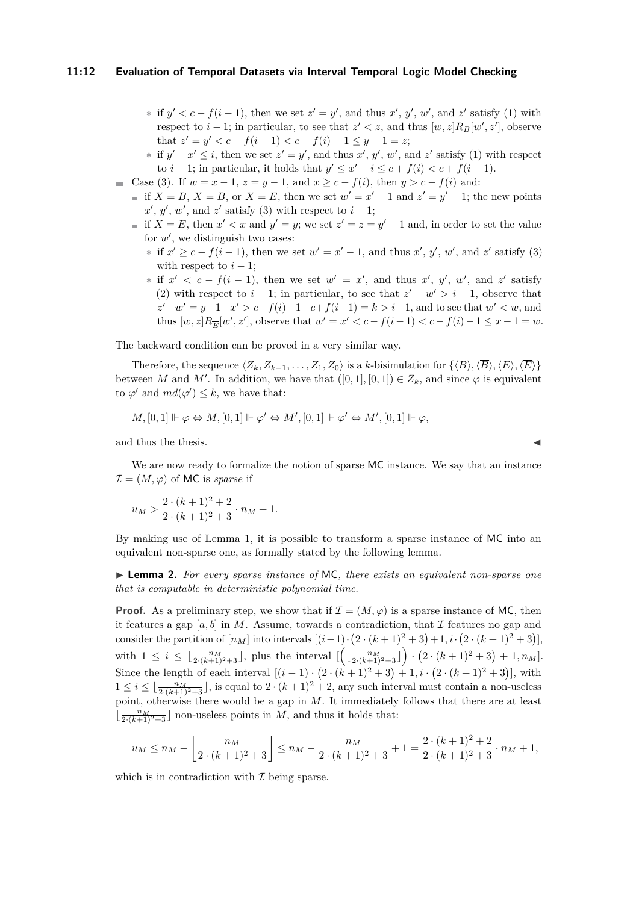- if $y' < c - f(i-1)$, then we set $z' = y'$, and thus $x'$, $y'$, $w'$, and $z'$ satisfy (1) with respect to $i-1$; in particular, to see that $z' < z$, and thus $[w,z]R_B[w',z']$, observe that $z' = y' < c - f(i-1) < c - f(i) - 1 \leq y - 1 = z$;
    - if $y' - x' \leq i$, then we set $z' = y'$, and thus $x'$, $y'$, $w'$, and $z'$ satisfy (1) with respect to $i-1$; in particular, it holds that $y' \leq x' + i \leq c + f(i) < c + f(i-1)$.

- Case (3). If $w = x - 1$, $z = y - 1$, and $x \geq c - f(i)$, then $y > c - f(i)$ and:
  - if $X = B$, $X = \overline{B}$, or $X = E$, then we set $w' = x' - 1$ and $z' = y' - 1$; the new points $x'$, $y'$, $w'$, and $z'$ satisfy (3) with respect to $i-1$;
  - if $X = \overline{E}$, then $x' < x$ and $y' = y$; we set $z' = z = y' - 1$ and, in order to set the value for $w'$, we distinguish two cases:
    - if $x' \geq c - f(i-1)$, then we set $w' = x' - 1$, and thus $x'$, $y'$, $w'$, and $z'$ satisfy (3) with respect to $i-1$;
    - if $x' < c - f(i-1)$, then we set $w' = x'$, and thus $x'$, $y'$, $w'$, and $z'$ satisfy (2) with respect to $i-1$; in particular, to see that $z' - w' > i - 1$, observe that $z' - w' = y - 1 - x' > c - f(i) - 1 - c + f(i-1) = k > i - 1$, and to see that $w' < w$, and thus $[w,z]R_{\overline{E}}[w',z']$, observe that $w' = x' < c - f(i-1) < c - f(i) - 1 \leq x - 1 = w$.

The backward condition can be proved in a very similar way.

Therefore, the sequence $\langle Z_k, Z_{k-1}, \ldots, Z_1, Z_0 \rangle$ is a $k$-bisimulation for $\{\langle B \rangle, \langle \overline{B} \rangle, \langle E \rangle, \langle \overline{E} \rangle\}$ between $M$ and $M'$. In addition, we have that $([0,1],[0,1]) \in Z_k$, and since $\varphi$ is equivalent to $\varphi'$ and $md(\varphi') \leq k$, we have that:

$$M,[0,1] \Vdash \varphi \Leftrightarrow M,[0,1] \Vdash \varphi' \Leftrightarrow M',[0,1] \Vdash \varphi' \Leftrightarrow M',[0,1] \Vdash \varphi,$$

and thus the thesis. ◀

We are now ready to formalize the notion of sparse MC instance. We say that an instance $\mathcal{I} = (M, \varphi)$ of MC is *sparse* if

$$u_M > \frac{2 \cdot (k+1)^2 + 2}{2 \cdot (k+1)^2 + 3} \cdot n_M + 1.$$

By making use of Lemma 1, it is possible to transform a sparse instance of MC into an equivalent non-sparse one, as formally stated by the following lemma.

▶ **Lemma 2.** *For every sparse instance of* MC*, there exists an equivalent non-sparse one that is computable in deterministic polynomial time.*

**Proof.** As a preliminary step, we show that if $\mathcal{I} = (M, \varphi)$ is a sparse instance of MC, then it features a gap $[a,b]$ in $M$. Assume, towards a contradiction, that $\mathcal{I}$ features no gap and consider the partition of $[n_M]$ into intervals $[(i-1)\cdot\big(2\cdot(k+1)^2+3\big)+1, i\cdot\big(2\cdot(k+1)^2+3\big)]$, with $1 \leq i \leq \lfloor \frac{n_M}{2\cdot(k+1)^2+3} \rfloor$, plus the interval $[\Big(\lfloor \frac{n_M}{2\cdot(k+1)^2+3} \rfloor\Big) \cdot \big(2\cdot(k+1)^2+3\big) + 1, n_M]$. Since the length of each interval $[(i-1)\cdot\big(2\cdot(k+1)^2+3\big)+1, i\cdot\big(2\cdot(k+1)^2+3\big)]$, with $1 \leq i \leq \lfloor \frac{n_M}{2\cdot(k+1)^2+3} \rfloor$, is equal to $2\cdot(k+1)^2+2$, any such interval must contain a non-useless point, otherwise there would be a gap in $M$. It immediately follows that there are at least $\lfloor \frac{n_M}{2\cdot(k+1)^2+3} \rfloor$ non-useless points in $M$, and thus it holds that:

$$u_M \leq n_M - \left\lfloor \frac{n_M}{2\cdot(k+1)^2+3} \right\rfloor \leq n_M - \frac{n_M}{2\cdot(k+1)^2+3} + 1 = \frac{2\cdot(k+1)^2+2}{2\cdot(k+1)^2+3} \cdot n_M + 1,$$

which is in contradiction with $\mathcal{I}$ being sparse.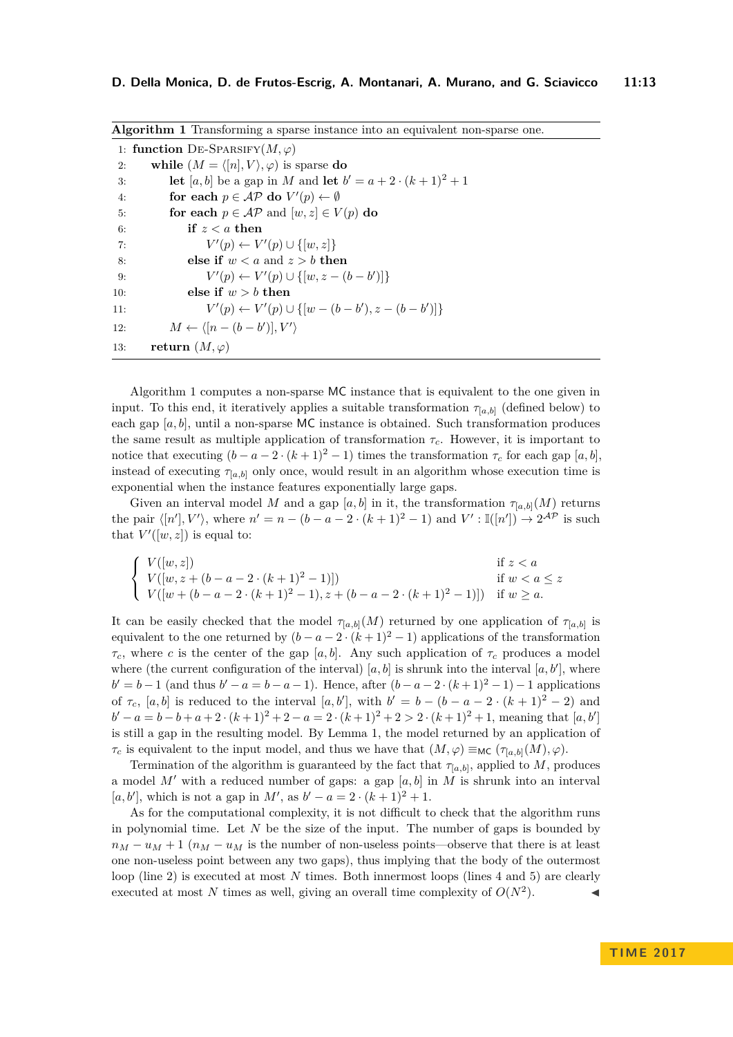**Algorithm 1** Transforming a sparse instance into an equivalent non-sparse one.

```
1: function De-Sparsify(M, φ)
2:     while (M = ⟨[n], V⟩, φ) is sparse do
3:         let [a, b] be a gap in M and let b' = a + 2 · (k + 1)^2 + 1
4:         for each p ∈ AP do V'(p) ← ∅
5:         for each p ∈ AP and [w, z] ∈ V(p) do
6:             if z < a then
7:                 V'(p) ← V'(p) ∪ {[w, z]}
8:             else if w < a and z > b then
9:                 V'(p) ← V'(p) ∪ {[w, z − (b − b')]}
10:            else if w > b then
11:                V'(p) ← V'(p) ∪ {[w − (b − b'), z − (b − b')]}
12:        M ← ⟨[n − (b − b')], V'⟩
13:    return (M, φ)
```

Algorithm 1 computes a non-sparse MC instance that is equivalent to the one given in input. To this end, it iteratively applies a suitable transformation $\tau_{[a,b]}$ (defined below) to each gap $[a, b]$, until a non-sparse MC instance is obtained. Such transformation produces the same result as multiple application of transformation $\tau_c$. However, it is important to notice that executing $(b - a - 2 \cdot (k+1)^2 - 1)$ times the transformation $\tau_c$ for each gap $[a, b]$, instead of executing $\tau_{[a,b]}$ only once, would result in an algorithm whose execution time is exponential when the instance features exponentially large gaps.

Given an interval model $M$ and a gap $[a, b]$ in it, the transformation $\tau_{[a,b]}(M)$ returns the pair $\langle [n'], V' \rangle$, where $n' = n - (b - a - 2 \cdot (k+1)^2 - 1)$ and $V' : \mathbb{I}([n']) \to 2^{\mathcal{AP}}$ is such that $V'([w, z])$ is equal to:

$$\begin{cases} V([w, z]) & \text{if } z < a \\ V([w, z + (b - a - 2 \cdot (k+1)^2 - 1)]) & \text{if } w < a \leq z \\ V([w + (b - a - 2 \cdot (k+1)^2 - 1), z + (b - a - 2 \cdot (k+1)^2 - 1)]) & \text{if } w \geq a. \end{cases}$$

It can be easily checked that the model $\tau_{[a,b]}(M)$ returned by one application of $\tau_{[a,b]}$ is equivalent to the one returned by $(b - a - 2 \cdot (k+1)^2 - 1)$ applications of the transformation $\tau_c$, where $c$ is the center of the gap $[a, b]$. Any such application of $\tau_c$ produces a model where (the current configuration of the interval) $[a, b]$ is shrunk into the interval $[a, b']$, where $b' = b - 1$ (and thus $b' - a = b - a - 1$). Hence, after $(b - a - 2 \cdot (k+1)^2 - 1) - 1$ applications of $\tau_c$, $[a, b]$ is reduced to the interval $[a, b']$, with $b' = b - (b - a - 2 \cdot (k+1)^2 - 2)$ and $b' - a = b - b + a + 2 \cdot (k+1)^2 + 2 - a = 2 \cdot (k+1)^2 + 2 > 2 \cdot (k+1)^2 + 1$, meaning that $[a, b']$ is still a gap in the resulting model. By Lemma 1, the model returned by an application of $\tau_c$ is equivalent to the input model, and thus we have that $(M, \varphi) \equiv_{\mathsf{MC}} (\tau_{[a,b]}(M), \varphi)$.

Termination of the algorithm is guaranteed by the fact that $\tau_{[a,b]}$, applied to $M$, produces a model $M'$ with a reduced number of gaps: a gap $[a, b]$ in $M$ is shrunk into an interval $[a, b']$, which is not a gap in $M'$, as $b' - a = 2 \cdot (k+1)^2 + 1$.

As for the computational complexity, it is not difficult to check that the algorithm runs in polynomial time. Let $N$ be the size of the input. The number of gaps is bounded by $n_M - u_M + 1$ ($n_M - u_M$ is the number of non-useless points—observe that there is at least one non-useless point between any two gaps), thus implying that the body of the outermost loop (line 2) is executed at most $N$ times. Both innermost loops (lines 4 and 5) are clearly executed at most $N$ times as well, giving an overall time complexity of $O(N^2)$. ◀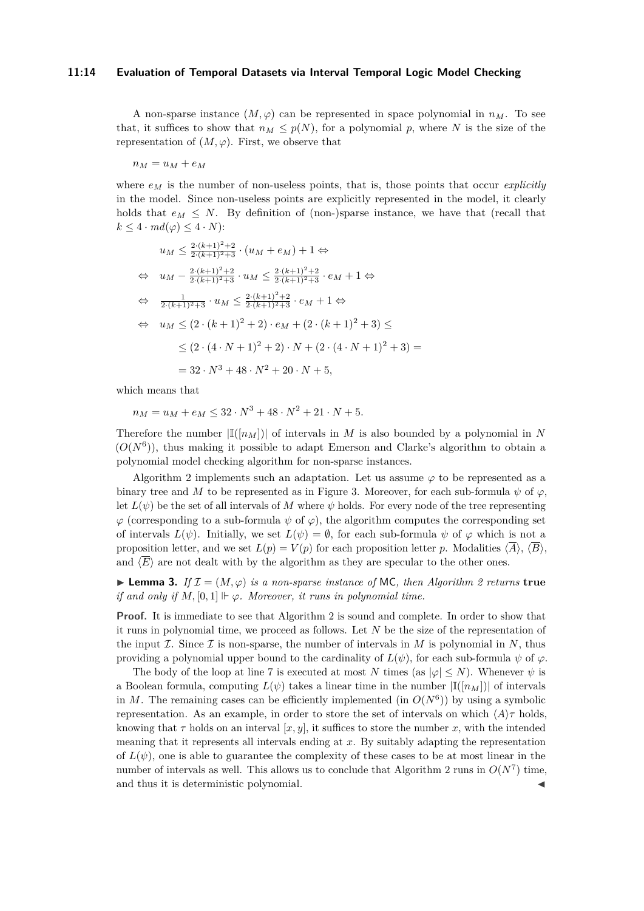A non-sparse instance $(M, \varphi)$ can be represented in space polynomial in $n_M$. To see that, it suffices to show that $n_M \leq p(N)$, for a polynomial $p$, where $N$ is the size of the representation of $(M, \varphi)$. First, we observe that

$$n_M = u_M + e_M$$

where $e_M$ is the number of non-useless points, that is, those points that occur *explicitly* in the model. Since non-useless points are explicitly represented in the model, it clearly holds that $e_M \leq N$. By definition of (non-)sparse instance, we have that (recall that $k \leq 4 \cdot md(\varphi) \leq 4 \cdot N$):

$$\begin{aligned}
& u_M \leq \tfrac{2\cdot(k+1)^2+2}{2\cdot(k+1)^2+3} \cdot (u_M + e_M) + 1 \Leftrightarrow \\
\Leftrightarrow \quad & u_M - \tfrac{2\cdot(k+1)^2+2}{2\cdot(k+1)^2+3} \cdot u_M \leq \tfrac{2\cdot(k+1)^2+2}{2\cdot(k+1)^2+3} \cdot e_M + 1 \Leftrightarrow \\
\Leftrightarrow \quad & \tfrac{1}{2\cdot(k+1)^2+3} \cdot u_M \leq \tfrac{2\cdot(k+1)^2+2}{2\cdot(k+1)^2+3} \cdot e_M + 1 \Leftrightarrow \\
\Leftrightarrow \quad & u_M \leq (2\cdot(k+1)^2+2) \cdot e_M + (2\cdot(k+1)^2+3) \leq \\
& \quad \leq (2\cdot(4\cdot N+1)^2+2) \cdot N + (2\cdot(4\cdot N+1)^2+3) = \\
& \quad = 32 \cdot N^3 + 48 \cdot N^2 + 20 \cdot N + 5,
\end{aligned}$$

which means that

$$n_M = u_M + e_M \leq 32 \cdot N^3 + 48 \cdot N^2 + 21 \cdot N + 5.$$

Therefore the number $|\mathbb{I}([n_M])|$ of intervals in $M$ is also bounded by a polynomial in $N$ ($O(N^6)$), thus making it possible to adapt Emerson and Clarke's algorithm to obtain a polynomial model checking algorithm for non-sparse instances.

Algorithm 2 implements such an adaptation. Let us assume $\varphi$ to be represented as a binary tree and $M$ to be represented as in Figure 3. Moreover, for each sub-formula $\psi$ of $\varphi$, let $L(\psi)$ be the set of all intervals of $M$ where $\psi$ holds. For every node of the tree representing $\varphi$ (corresponding to a sub-formula $\psi$ of $\varphi$), the algorithm computes the corresponding set of intervals $L(\psi)$. Initially, we set $L(\psi) = \emptyset$, for each sub-formula $\psi$ of $\varphi$ which is not a proposition letter, and we set $L(p) = V(p)$ for each proposition letter $p$. Modalities $\langle \overline{A} \rangle$, $\langle \overline{B} \rangle$, and $\langle \overline{E} \rangle$ are not dealt with by the algorithm as they are specular to the other ones.

► **Lemma 3.** *If $\mathcal{I} = (M, \varphi)$ is a non-sparse instance of* MC*, then Algorithm 2 returns* **true** *if and only if $M, [0, 1] \Vdash \varphi$. Moreover, it runs in polynomial time.*

**Proof.** It is immediate to see that Algorithm 2 is sound and complete. In order to show that it runs in polynomial time, we proceed as follows. Let $N$ be the size of the representation of the input $\mathcal{I}$. Since $\mathcal{I}$ is non-sparse, the number of intervals in $M$ is polynomial in $N$, thus providing a polynomial upper bound to the cardinality of $L(\psi)$, for each sub-formula $\psi$ of $\varphi$.

The body of the loop at line 7 is executed at most $N$ times (as $|\varphi| \leq N$). Whenever $\psi$ is a Boolean formula, computing $L(\psi)$ takes a linear time in the number $|\mathbb{I}([n_M])|$ of intervals in $M$. The remaining cases can be efficiently implemented (in $O(N^6)$) by using a symbolic representation. As an example, in order to store the set of intervals on which $\langle A \rangle \tau$ holds, knowing that $\tau$ holds on an interval $[x, y]$, it suffices to store the number $x$, with the intended meaning that it represents all intervals ending at $x$. By suitably adapting the representation of $L(\psi)$, one is able to guarantee the complexity of these cases to be at most linear in the number of intervals as well. This allows us to conclude that Algorithm 2 runs in $O(N^7)$ time, and thus it is deterministic polynomial. ◄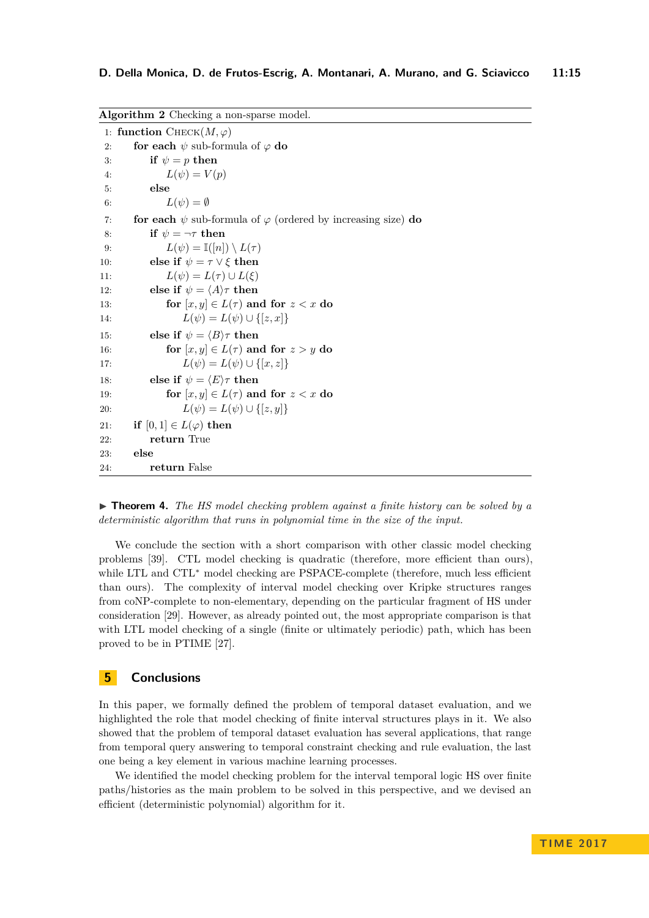**Algorithm 2** Checking a non-sparse model.

```
1:  function CHECK(M, φ)
2:      for each ψ sub-formula of φ do
3:          if ψ = p then
4:              L(ψ) = V(p)
5:          else
6:              L(ψ) = ∅
7:      for each ψ sub-formula of φ (ordered by increasing size) do
8:          if ψ = ¬τ then
9:              L(ψ) = 𝕀([n]) \ L(τ)
10:         else if ψ = τ ∨ ξ then
11:             L(ψ) = L(τ) ∪ L(ξ)
12:         else if ψ = ⟨A⟩τ then
13:             for [x, y] ∈ L(τ) and for z < x do
14:                 L(ψ) = L(ψ) ∪ {[z, x]}
15:         else if ψ = ⟨B⟩τ then
16:             for [x, y] ∈ L(τ) and for z > y do
17:                 L(ψ) = L(ψ) ∪ {[x, z]}
18:         else if ψ = ⟨E⟩τ then
19:             for [x, y] ∈ L(τ) and for z < x do
20:                 L(ψ) = L(ψ) ∪ {[z, y]}
21:     if [0, 1] ∈ L(φ) then
22:         return True
23:     else
24:         return False
```

▶ **Theorem 4.** *The HS model checking problem against a finite history can be solved by a deterministic algorithm that runs in polynomial time in the size of the input.*

We conclude the section with a short comparison with other classic model checking problems [39]. CTL model checking is quadratic (therefore, more efficient than ours), while LTL and CTL$^*$ model checking are PSPACE-complete (therefore, much less efficient than ours). The complexity of interval model checking over Kripke structures ranges from coNP-complete to non-elementary, depending on the particular fragment of HS under consideration [29]. However, as already pointed out, the most appropriate comparison is that with LTL model checking of a single (finite or ultimately periodic) path, which has been proved to be in PTIME [27].

## 5 Conclusions

In this paper, we formally defined the problem of temporal dataset evaluation, and we highlighted the role that model checking of finite interval structures plays in it. We also showed that the problem of temporal dataset evaluation has several applications, that range from temporal query answering to temporal constraint checking and rule evaluation, the last one being a key element in various machine learning processes.

We identified the model checking problem for the interval temporal logic HS over finite paths/histories as the main problem to be solved in this perspective, and we devised an efficient (deterministic polynomial) algorithm for it.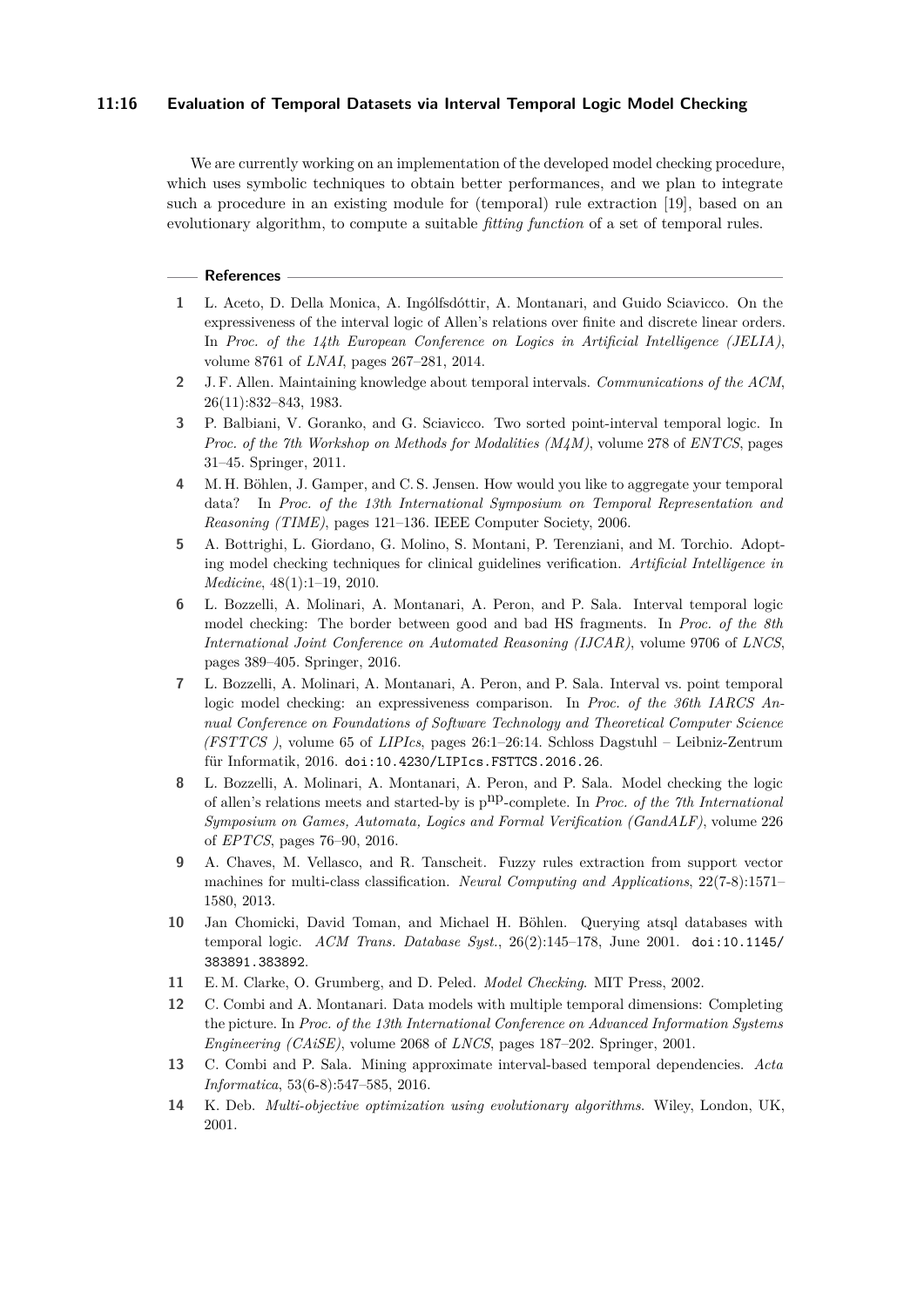We are currently working on an implementation of the developed model checking procedure, which uses symbolic techniques to obtain better performances, and we plan to integrate such a procedure in an existing module for (temporal) rule extraction [19], based on an evolutionary algorithm, to compute a suitable *fitting function* of a set of temporal rules.

## References

1. L. Aceto, D. Della Monica, A. Ingólfsdóttir, A. Montanari, and Guido Sciavicco. On the expressiveness of the interval logic of Allen's relations over finite and discrete linear orders. In *Proc. of the 14th European Conference on Logics in Artificial Intelligence (JELIA)*, volume 8761 of *LNAI*, pages 267–281, 2014.
2. J. F. Allen. Maintaining knowledge about temporal intervals. *Communications of the ACM*, 26(11):832–843, 1983.
3. P. Balbiani, V. Goranko, and G. Sciavicco. Two sorted point-interval temporal logic. In *Proc. of the 7th Workshop on Methods for Modalities (M4M)*, volume 278 of *ENTCS*, pages 31–45. Springer, 2011.
4. M. H. Böhlen, J. Gamper, and C. S. Jensen. How would you like to aggregate your temporal data? In *Proc. of the 13th International Symposium on Temporal Representation and Reasoning (TIME)*, pages 121–136. IEEE Computer Society, 2006.
5. A. Bottrighi, L. Giordano, G. Molino, S. Montani, P. Terenziani, and M. Torchio. Adopting model checking techniques for clinical guidelines verification. *Artificial Intelligence in Medicine*, 48(1):1–19, 2010.
6. L. Bozzelli, A. Molinari, A. Montanari, A. Peron, and P. Sala. Interval temporal logic model checking: The border between good and bad HS fragments. In *Proc. of the 8th International Joint Conference on Automated Reasoning (IJCAR)*, volume 9706 of *LNCS*, pages 389–405. Springer, 2016.
7. L. Bozzelli, A. Molinari, A. Montanari, A. Peron, and P. Sala. Interval vs. point temporal logic model checking: an expressiveness comparison. In *Proc. of the 36th IARCS Annual Conference on Foundations of Software Technology and Theoretical Computer Science (FSTTCS )*, volume 65 of *LIPIcs*, pages 26:1–26:14. Schloss Dagstuhl – Leibniz-Zentrum für Informatik, 2016. doi:10.4230/LIPIcs.FSTTCS.2016.26.
8. L. Bozzelli, A. Molinari, A. Montanari, A. Peron, and P. Sala. Model checking the logic of allen's relations meets and started-by is $p^{np}$-complete. In *Proc. of the 7th International Symposium on Games, Automata, Logics and Formal Verification (GandALF)*, volume 226 of *EPTCS*, pages 76–90, 2016.
9. A. Chaves, M. Vellasco, and R. Tanscheit. Fuzzy rules extraction from support vector machines for multi-class classification. *Neural Computing and Applications*, 22(7-8):1571–1580, 2013.
10. Jan Chomicki, David Toman, and Michael H. Böhlen. Querying atsql databases with temporal logic. *ACM Trans. Database Syst.*, 26(2):145–178, June 2001. doi:10.1145/383891.383892.
11. E. M. Clarke, O. Grumberg, and D. Peled. *Model Checking*. MIT Press, 2002.
12. C. Combi and A. Montanari. Data models with multiple temporal dimensions: Completing the picture. In *Proc. of the 13th International Conference on Advanced Information Systems Engineering (CAiSE)*, volume 2068 of *LNCS*, pages 187–202. Springer, 2001.
13. C. Combi and P. Sala. Mining approximate interval-based temporal dependencies. *Acta Informatica*, 53(6-8):547–585, 2016.
14. K. Deb. *Multi-objective optimization using evolutionary algorithms*. Wiley, London, UK, 2001.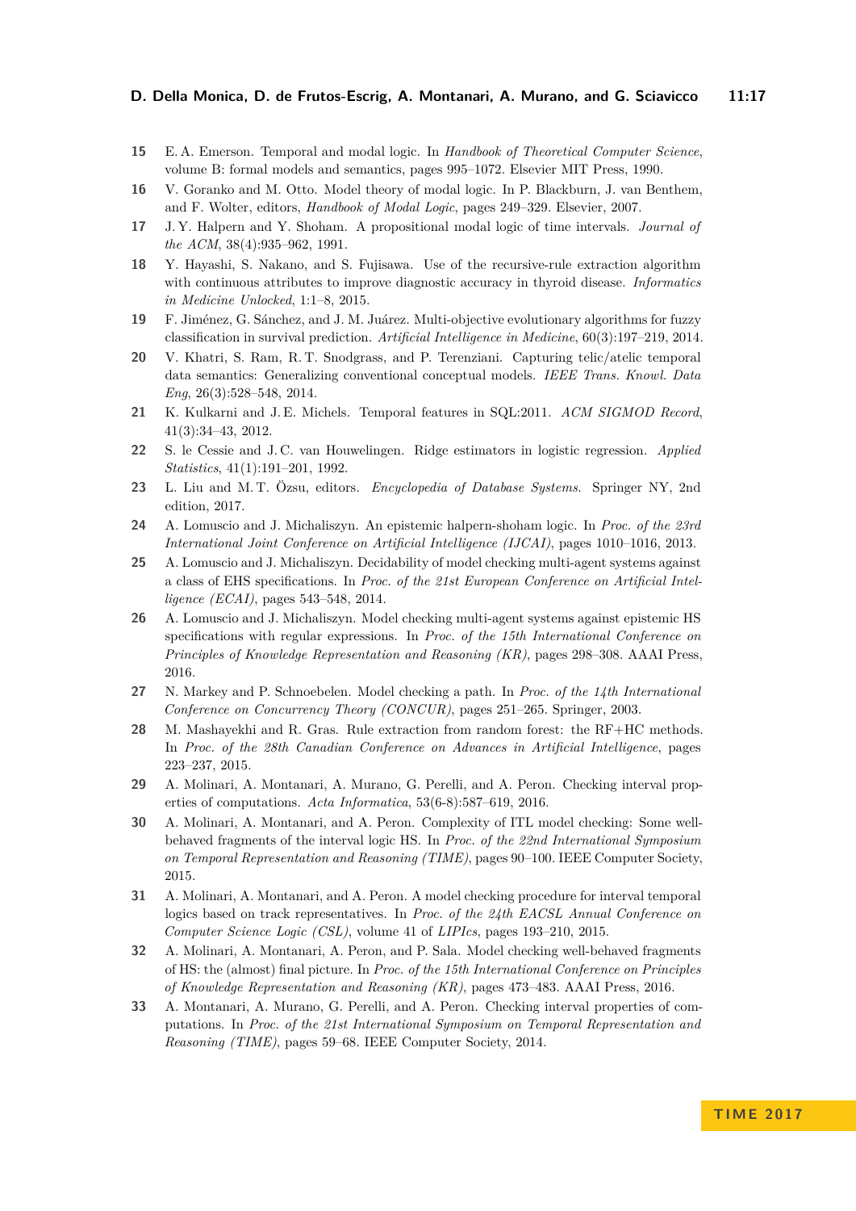15 E. A. Emerson. Temporal and modal logic. In *Handbook of Theoretical Computer Science*, volume B: formal models and semantics, pages 995–1072. Elsevier MIT Press, 1990.

16 V. Goranko and M. Otto. Model theory of modal logic. In P. Blackburn, J. van Benthem, and F. Wolter, editors, *Handbook of Modal Logic*, pages 249–329. Elsevier, 2007.

17 J. Y. Halpern and Y. Shoham. A propositional modal logic of time intervals. *Journal of the ACM*, 38(4):935–962, 1991.

18 Y. Hayashi, S. Nakano, and S. Fujisawa. Use of the recursive-rule extraction algorithm with continuous attributes to improve diagnostic accuracy in thyroid disease. *Informatics in Medicine Unlocked*, 1:1–8, 2015.

19 F. Jiménez, G. Sánchez, and J. M. Juárez. Multi-objective evolutionary algorithms for fuzzy classification in survival prediction. *Artificial Intelligence in Medicine*, 60(3):197–219, 2014.

20 V. Khatri, S. Ram, R. T. Snodgrass, and P. Terenziani. Capturing telic/atelic temporal data semantics: Generalizing conventional conceptual models. *IEEE Trans. Knowl. Data Eng*, 26(3):528–548, 2014.

21 K. Kulkarni and J. E. Michels. Temporal features in SQL:2011. *ACM SIGMOD Record*, 41(3):34–43, 2012.

22 S. le Cessie and J. C. van Houwelingen. Ridge estimators in logistic regression. *Applied Statistics*, 41(1):191–201, 1992.

23 L. Liu and M. T. Özsu, editors. *Encyclopedia of Database Systems*. Springer NY, 2nd edition, 2017.

24 A. Lomuscio and J. Michaliszyn. An epistemic halpern-shoham logic. In *Proc. of the 23rd International Joint Conference on Artificial Intelligence (IJCAI)*, pages 1010–1016, 2013.

25 A. Lomuscio and J. Michaliszyn. Decidability of model checking multi-agent systems against a class of EHS specifications. In *Proc. of the 21st European Conference on Artificial Intelligence (ECAI)*, pages 543–548, 2014.

26 A. Lomuscio and J. Michaliszyn. Model checking multi-agent systems against epistemic HS specifications with regular expressions. In *Proc. of the 15th International Conference on Principles of Knowledge Representation and Reasoning (KR)*, pages 298–308. AAAI Press, 2016.

27 N. Markey and P. Schnoebelen. Model checking a path. In *Proc. of the 14th International Conference on Concurrency Theory (CONCUR)*, pages 251–265. Springer, 2003.

28 M. Mashayekhi and R. Gras. Rule extraction from random forest: the RF+HC methods. In *Proc. of the 28th Canadian Conference on Advances in Artificial Intelligence*, pages 223–237, 2015.

29 A. Molinari, A. Montanari, A. Murano, G. Perelli, and A. Peron. Checking interval properties of computations. *Acta Informatica*, 53(6-8):587–619, 2016.

30 A. Molinari, A. Montanari, and A. Peron. Complexity of ITL model checking: Some well-behaved fragments of the interval logic HS. In *Proc. of the 22nd International Symposium on Temporal Representation and Reasoning (TIME)*, pages 90–100. IEEE Computer Society, 2015.

31 A. Molinari, A. Montanari, and A. Peron. A model checking procedure for interval temporal logics based on track representatives. In *Proc. of the 24th EACSL Annual Conference on Computer Science Logic (CSL)*, volume 41 of *LIPIcs*, pages 193–210, 2015.

32 A. Molinari, A. Montanari, A. Peron, and P. Sala. Model checking well-behaved fragments of HS: the (almost) final picture. In *Proc. of the 15th International Conference on Principles of Knowledge Representation and Reasoning (KR)*, pages 473–483. AAAI Press, 2016.

33 A. Montanari, A. Murano, G. Perelli, and A. Peron. Checking interval properties of computations. In *Proc. of the 21st International Symposium on Temporal Representation and Reasoning (TIME)*, pages 59–68. IEEE Computer Society, 2014.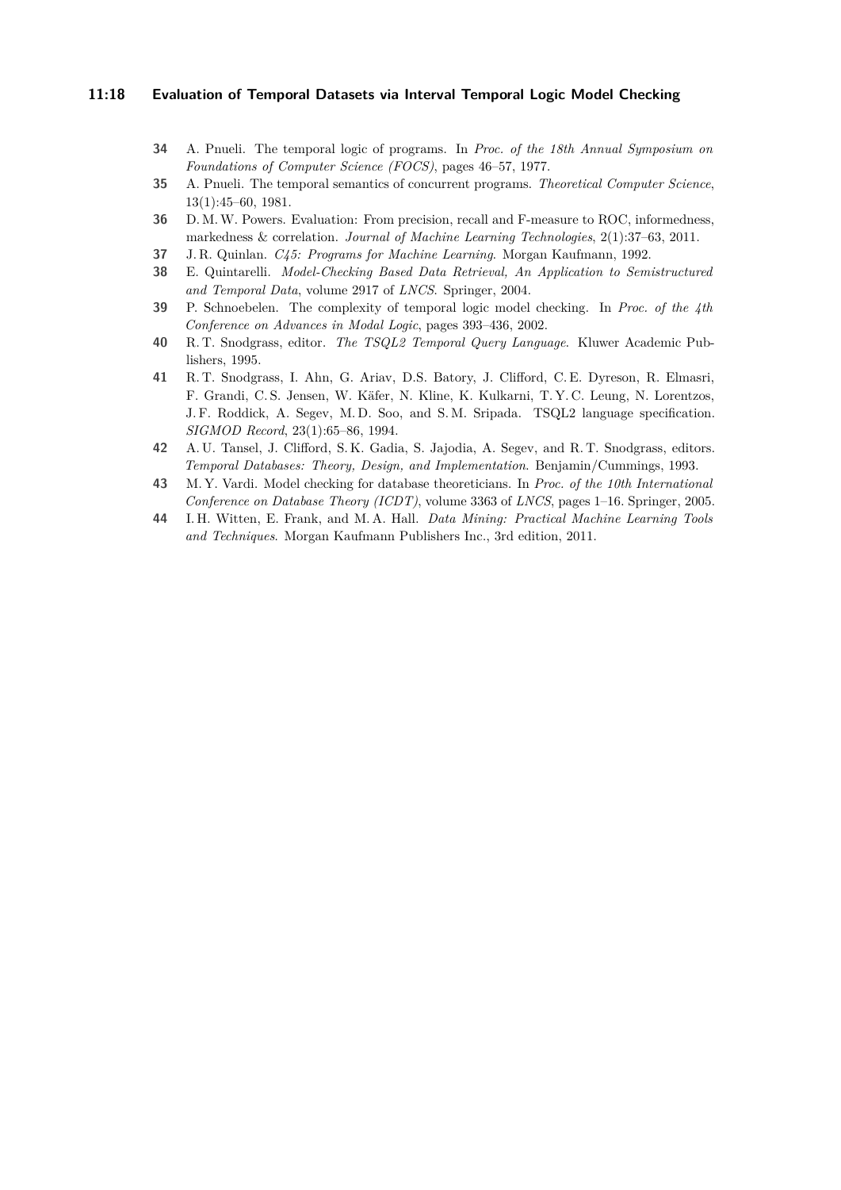34 A. Pnueli. The temporal logic of programs. In *Proc. of the 18th Annual Symposium on Foundations of Computer Science (FOCS)*, pages 46–57, 1977.

35 A. Pnueli. The temporal semantics of concurrent programs. *Theoretical Computer Science*, 13(1):45–60, 1981.

36 D. M. W. Powers. Evaluation: From precision, recall and F-measure to ROC, informedness, markedness & correlation. *Journal of Machine Learning Technologies*, 2(1):37–63, 2011.

37 J. R. Quinlan. *C45: Programs for Machine Learning*. Morgan Kaufmann, 1992.

38 E. Quintarelli. *Model-Checking Based Data Retrieval, An Application to Semistructured and Temporal Data*, volume 2917 of *LNCS*. Springer, 2004.

39 P. Schnoebelen. The complexity of temporal logic model checking. In *Proc. of the 4th Conference on Advances in Modal Logic*, pages 393–436, 2002.

40 R. T. Snodgrass, editor. *The TSQL2 Temporal Query Language*. Kluwer Academic Publishers, 1995.

41 R. T. Snodgrass, I. Ahn, G. Ariav, D.S. Batory, J. Clifford, C. E. Dyreson, R. Elmasri, F. Grandi, C. S. Jensen, W. Käfer, N. Kline, K. Kulkarni, T. Y. C. Leung, N. Lorentzos, J. F. Roddick, A. Segev, M. D. Soo, and S. M. Sripada. TSQL2 language specification. *SIGMOD Record*, 23(1):65–86, 1994.

42 A. U. Tansel, J. Clifford, S. K. Gadia, S. Jajodia, A. Segev, and R. T. Snodgrass, editors. *Temporal Databases: Theory, Design, and Implementation*. Benjamin/Cummings, 1993.

43 M. Y. Vardi. Model checking for database theoreticians. In *Proc. of the 10th International Conference on Database Theory (ICDT)*, volume 3363 of *LNCS*, pages 1–16. Springer, 2005.

44 I. H. Witten, E. Frank, and M. A. Hall. *Data Mining: Practical Machine Learning Tools and Techniques*. Morgan Kaufmann Publishers Inc., 3rd edition, 2011.